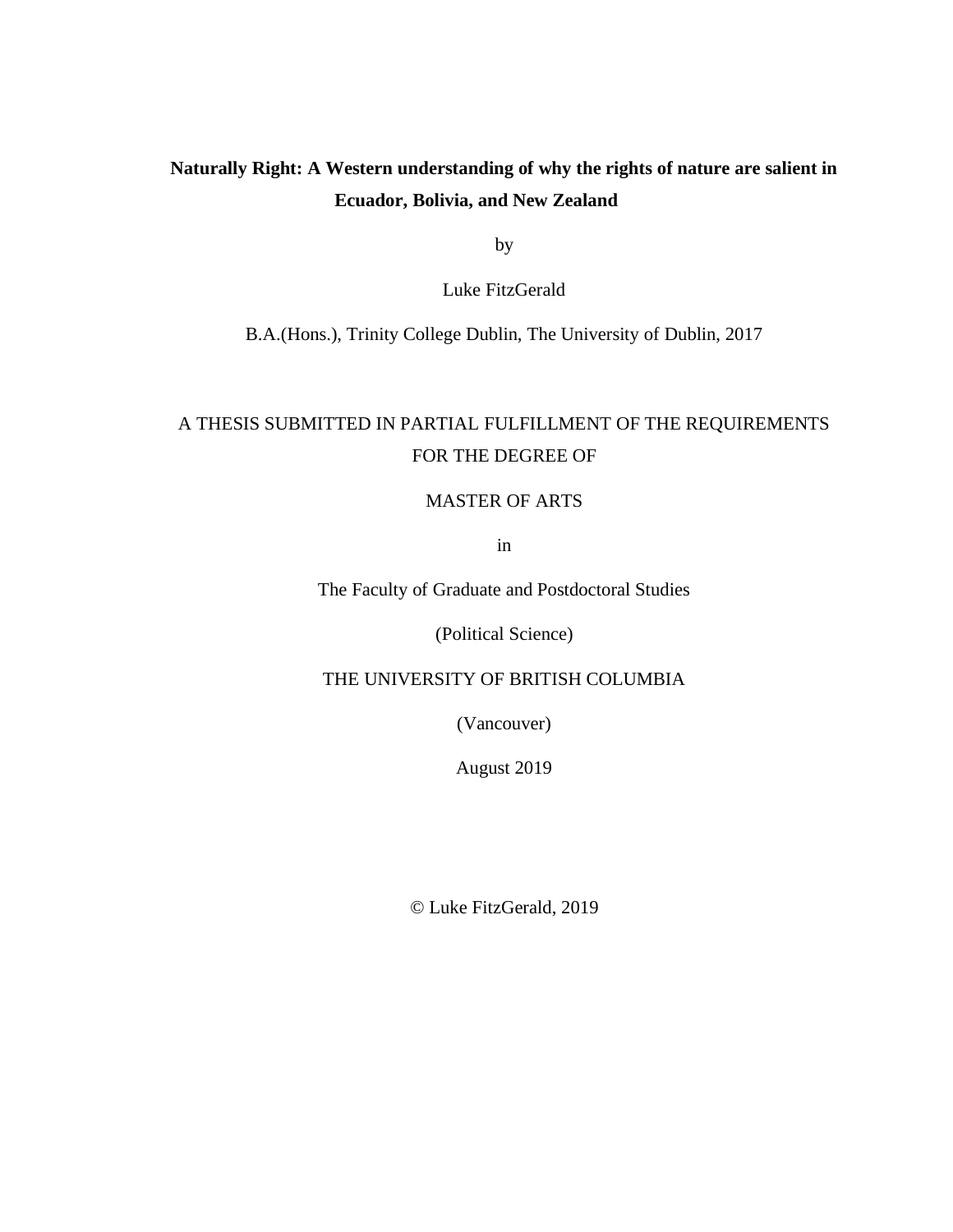# Naturally Right: A Western understanding of why the rights of nature are salient in Ecuador, Bolivia, and New Zealand

by

Luke FitzGerald

B.A.(Hons.), Trinity College Dublin, The University of Dublin, 2017

A THESIS SUBMITTED IN PARTIAL FULFILLMENT OF THE REQUIREMENTS FOR THE DEGREE OF

MASTER OF ARTS

in

The Faculty of Graduate and Postdoctoral Studies

(Political Science)

THE UNIVERSITY OF BRITISH COLUMBIA

(Vancouver)

August 2019

© Luke FitzGerald, 2019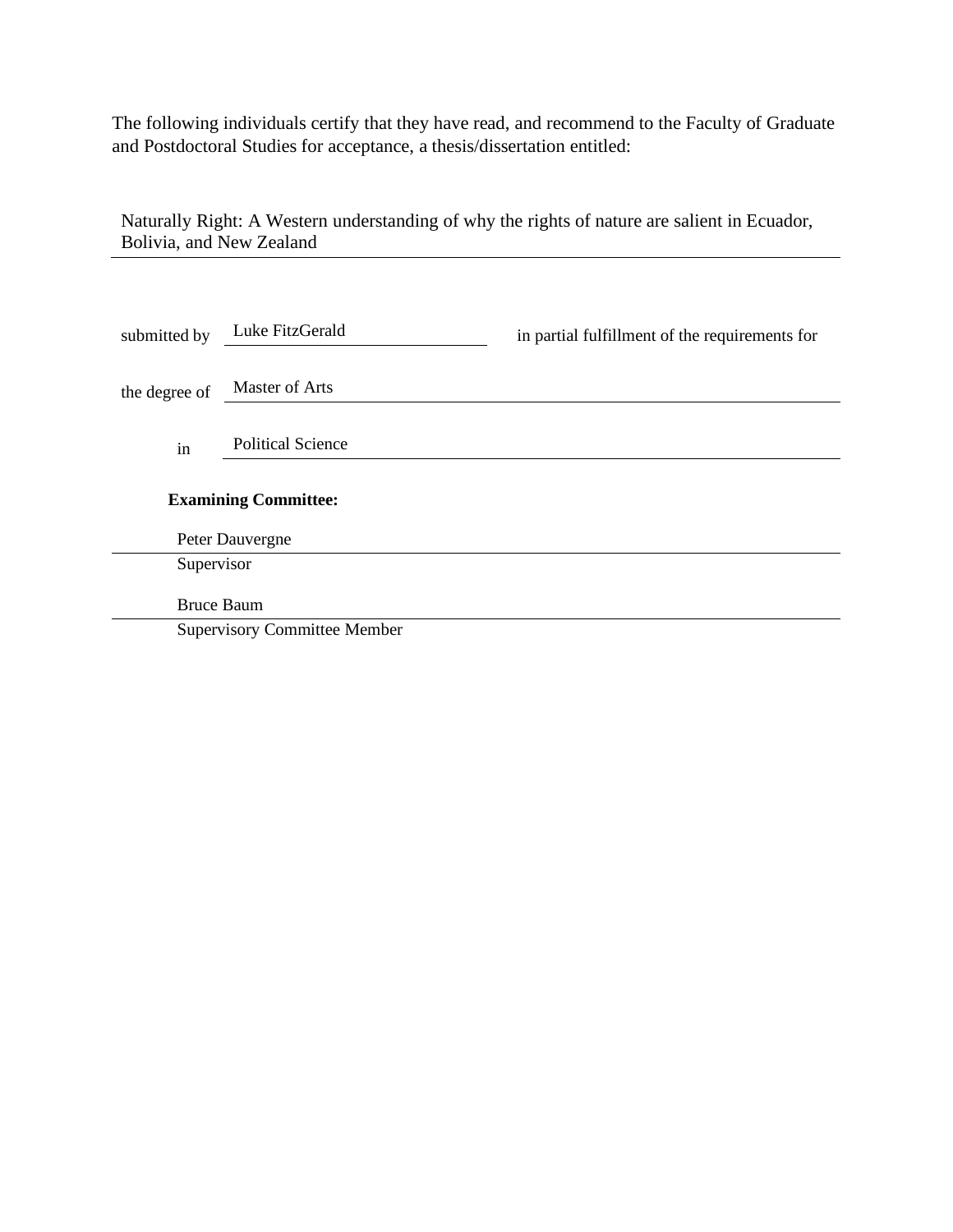The following individuals certify that they have read, and recommend to the Faculty of Graduate and Postdoctoral Studies for acceptance, a thesis/dissertation entitled:

Naturally Right: A Western understanding of why the rights of nature are salient in Ecuador, Bolivia, and New Zealand

submitted by Luke FitzGerald in partial fulfillment of the requirements for

the degree of Master of Arts

in Political Science

**Examining Committee:**

Peter Dauvergne
Supervisor

Bruce Baum
Supervisory Committee Member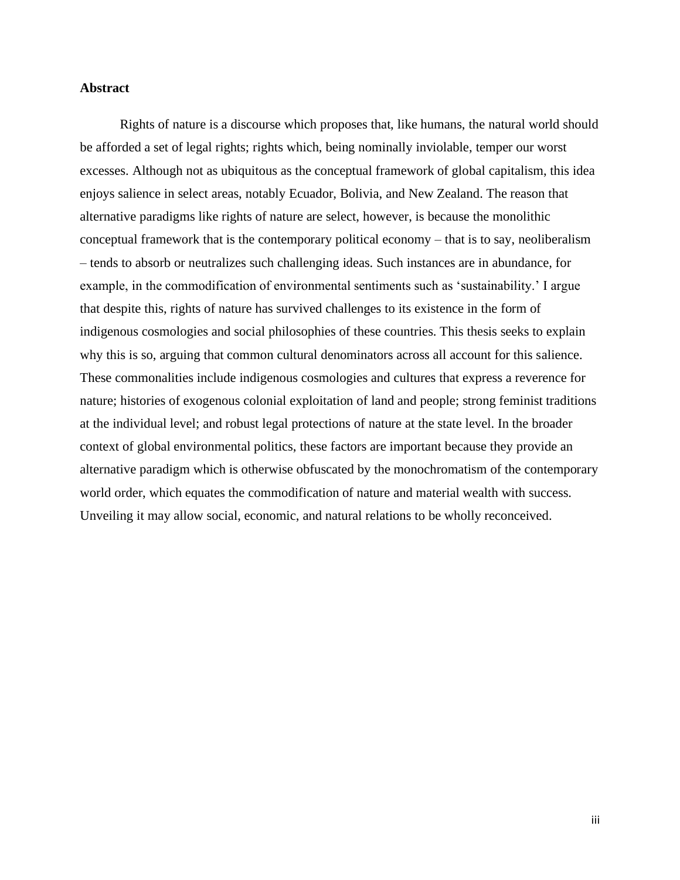## Abstract

Rights of nature is a discourse which proposes that, like humans, the natural world should be afforded a set of legal rights; rights which, being nominally inviolable, temper our worst excesses. Although not as ubiquitous as the conceptual framework of global capitalism, this idea enjoys salience in select areas, notably Ecuador, Bolivia, and New Zealand. The reason that alternative paradigms like rights of nature are select, however, is because the monolithic conceptual framework that is the contemporary political economy – that is to say, neoliberalism – tends to absorb or neutralizes such challenging ideas. Such instances are in abundance, for example, in the commodification of environmental sentiments such as 'sustainability.' I argue that despite this, rights of nature has survived challenges to its existence in the form of indigenous cosmologies and social philosophies of these countries. This thesis seeks to explain why this is so, arguing that common cultural denominators across all account for this salience. These commonalities include indigenous cosmologies and cultures that express a reverence for nature; histories of exogenous colonial exploitation of land and people; strong feminist traditions at the individual level; and robust legal protections of nature at the state level. In the broader context of global environmental politics, these factors are important because they provide an alternative paradigm which is otherwise obfuscated by the monochromatism of the contemporary world order, which equates the commodification of nature and material wealth with success. Unveiling it may allow social, economic, and natural relations to be wholly reconceived.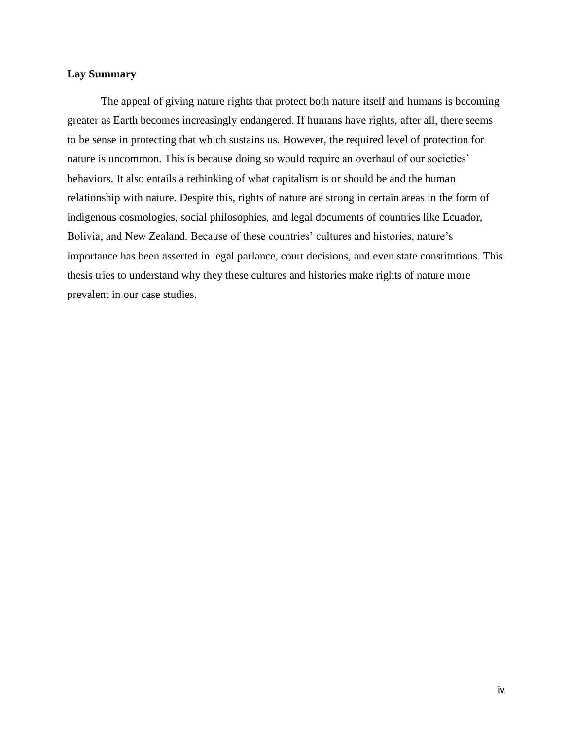## Lay Summary

The appeal of giving nature rights that protect both nature itself and humans is becoming greater as Earth becomes increasingly endangered. If humans have rights, after all, there seems to be sense in protecting that which sustains us. However, the required level of protection for nature is uncommon. This is because doing so would require an overhaul of our societies' behaviors. It also entails a rethinking of what capitalism is or should be and the human relationship with nature. Despite this, rights of nature are strong in certain areas in the form of indigenous cosmologies, social philosophies, and legal documents of countries like Ecuador, Bolivia, and New Zealand. Because of these countries' cultures and histories, nature's importance has been asserted in legal parlance, court decisions, and even state constitutions. This thesis tries to understand why they these cultures and histories make rights of nature more prevalent in our case studies.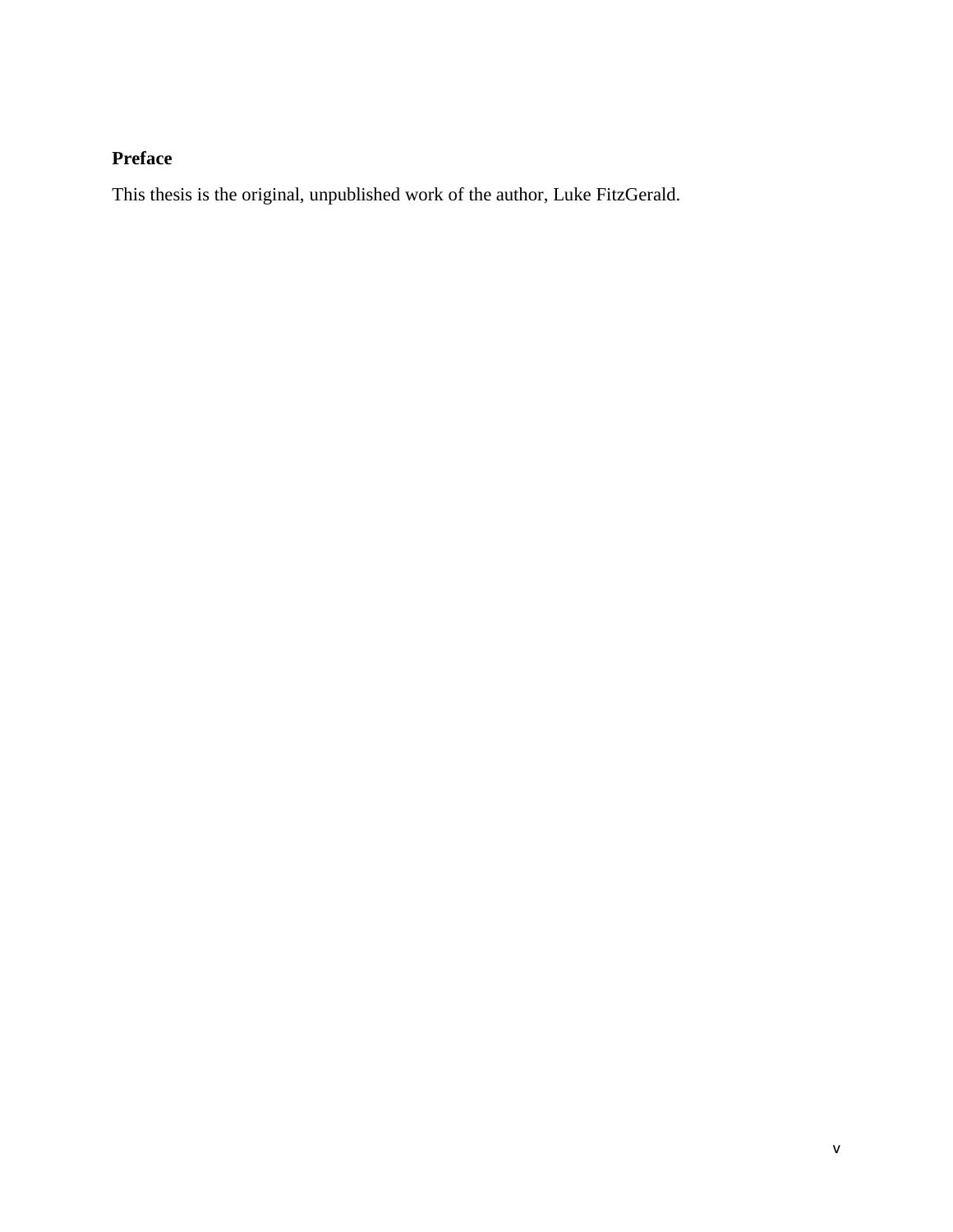## Preface

This thesis is the original, unpublished work of the author, Luke FitzGerald.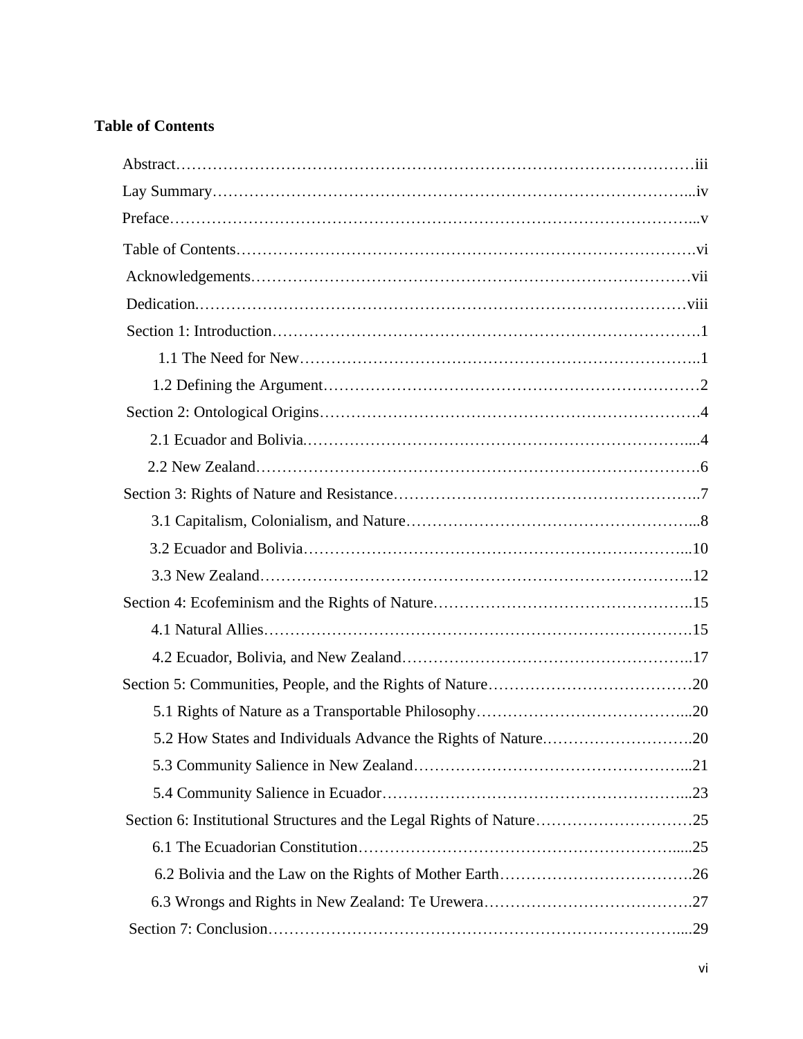**Table of Contents**

Abstract……………………………………………………………………………………….iii

Lay Summary………………………………………………………………………………...iv

Preface………………………………………………………………………………………...v

Table of Contents…………………………………………………………………………….vi

Acknowledgements…………………………………………………………………………vii

Dedication.…………………………………………………………………………………viii

Section 1: Introduction……………………………………………………………………….1

1.1 The Need for New…………………………………………………………………..1

1.2 Defining the Argument……………………………………………………………2

Section 2: Ontological Origins………………………………………………………………4

2.1 Ecuador and Bolivia.……………………………………………………………....4

2.2 New Zealand……………………………………………………………………….6

Section 3: Rights of Nature and Resistance…………………………………………………..7

3.1 Capitalism, Colonialism, and Nature……………………………………………...8

3.2 Ecuador and Bolivia…………………………………………………………...10

3.3 New Zealand……………………………………………………………………..12

Section 4: Ecofeminism and the Rights of Nature…………………………………………..15

4.1 Natural Allies……………………………………………………………………….15

4.2 Ecuador, Bolivia, and New Zealand………………………………………………..17

Section 5: Communities, People, and the Rights of Nature…………………………………20

5.1 Rights of Nature as a Transportable Philosophy…………………………………...20

5.2 How States and Individuals Advance the Rights of Nature.………………………..20

5.3 Community Salience in New Zealand……………………………………………...21

5.4 Community Salience in Ecuador…………………………………………………...23

Section 6: Institutional Structures and the Legal Rights of Nature…………………………25

6.1 The Ecuadorian Constitution……………………………………………………......25

6.2 Bolivia and the Law on the Rights of Mother Earth……………………………….26

6.3 Wrongs and Rights in New Zealand: Te Urewera………………………………….27

Section 7: Conclusion……………………………………………………………………....29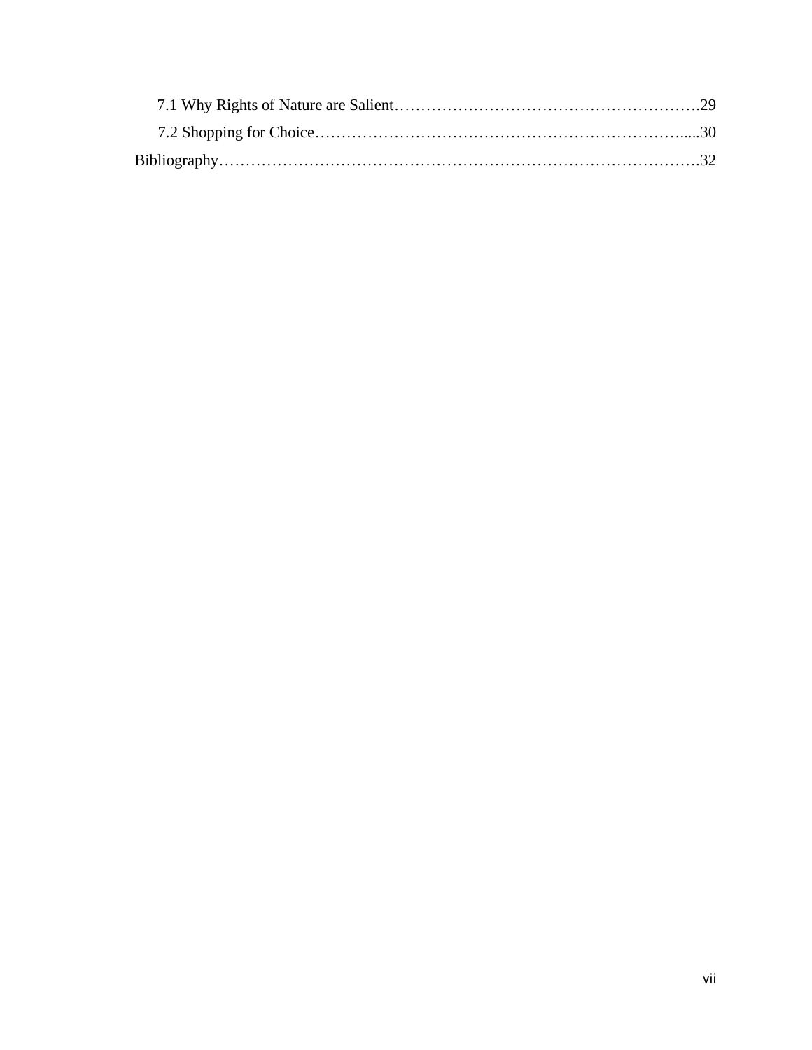7.1 Why Rights of Nature are Salient……………………………………………………29

7.2 Shopping for Choice……………………………………………………………....30

Bibliography…………………………………………………………………………….32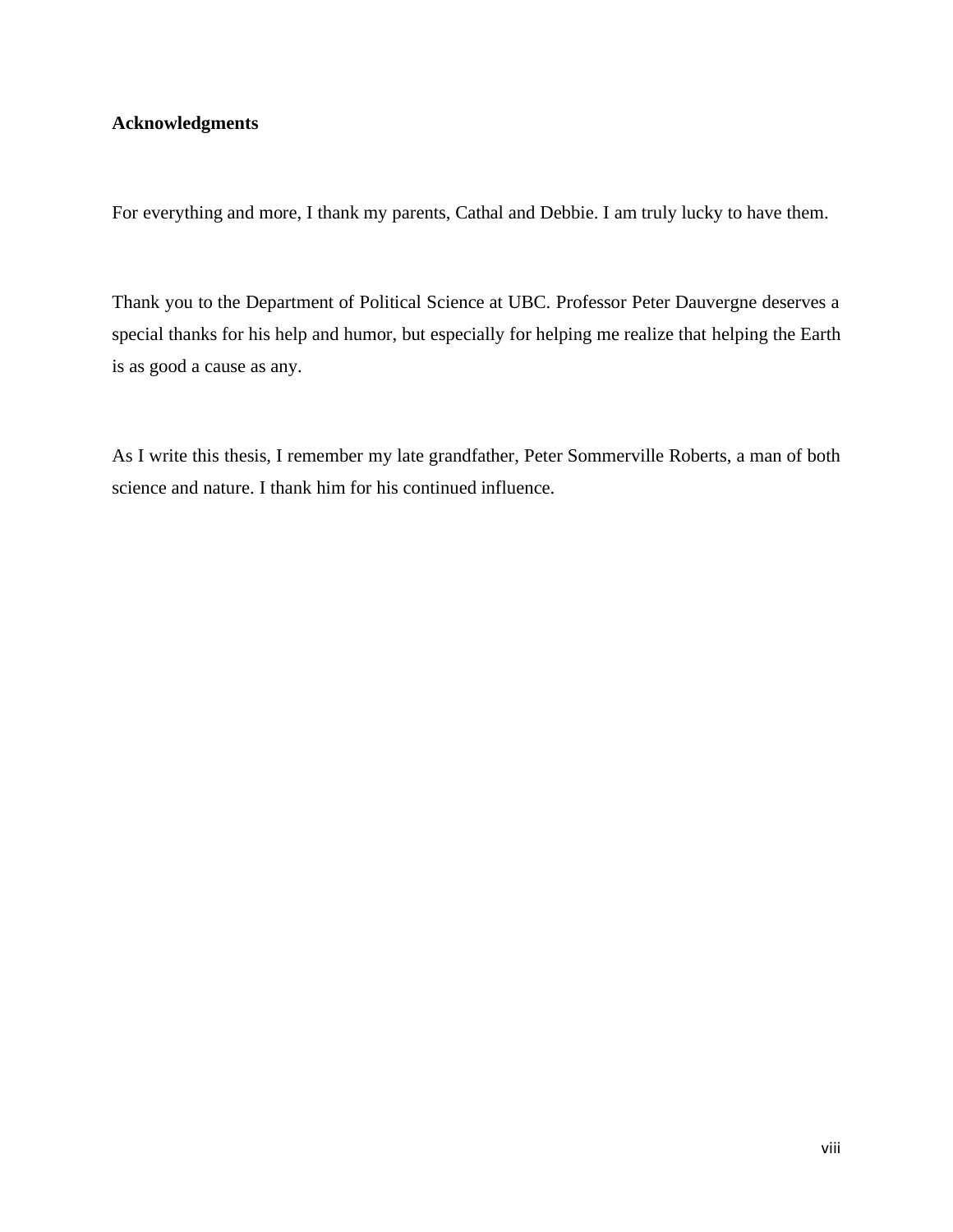## Acknowledgments

For everything and more, I thank my parents, Cathal and Debbie. I am truly lucky to have them.

Thank you to the Department of Political Science at UBC. Professor Peter Dauvergne deserves a special thanks for his help and humor, but especially for helping me realize that helping the Earth is as good a cause as any.

As I write this thesis, I remember my late grandfather, Peter Sommerville Roberts, a man of both science and nature. I thank him for his continued influence.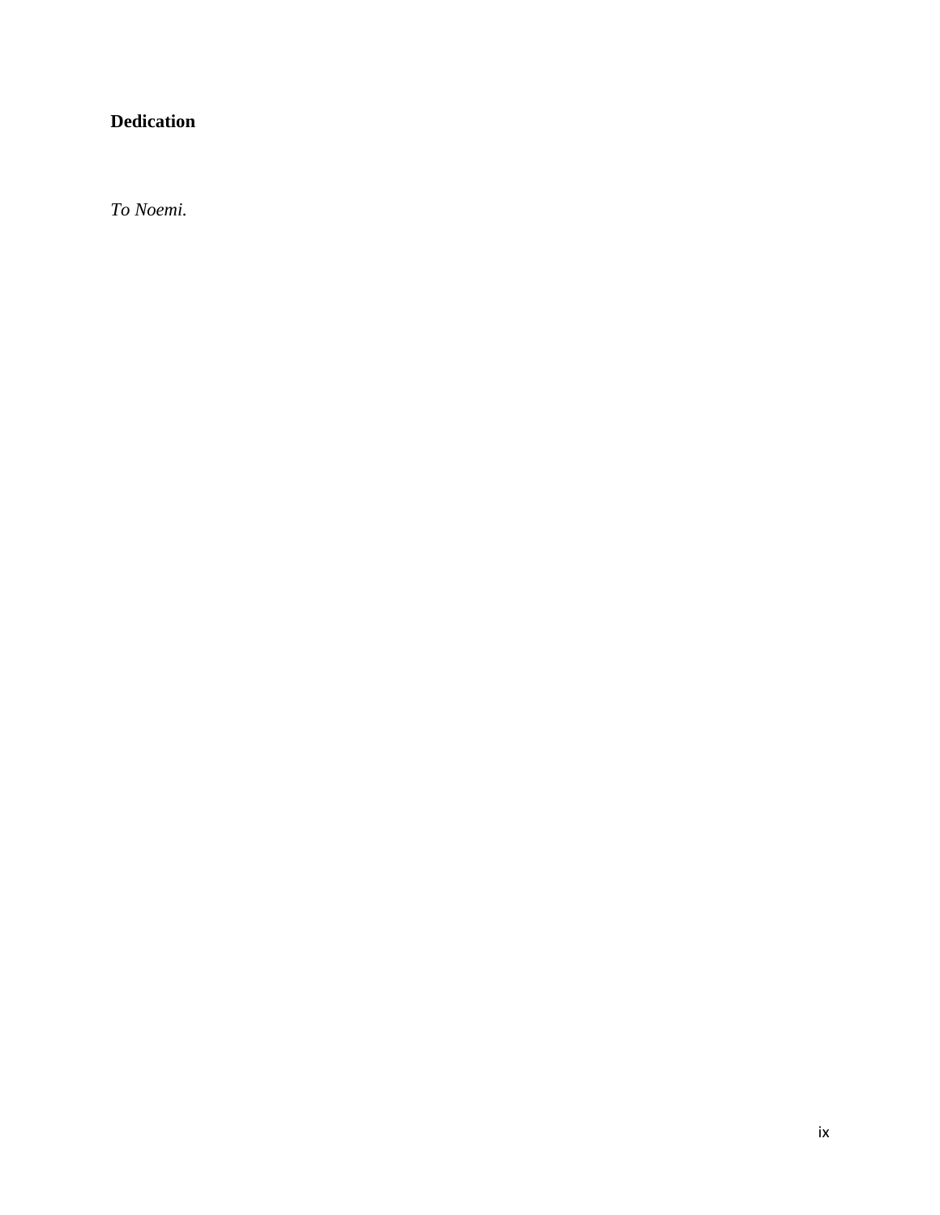# Dedication

*To Noemi.*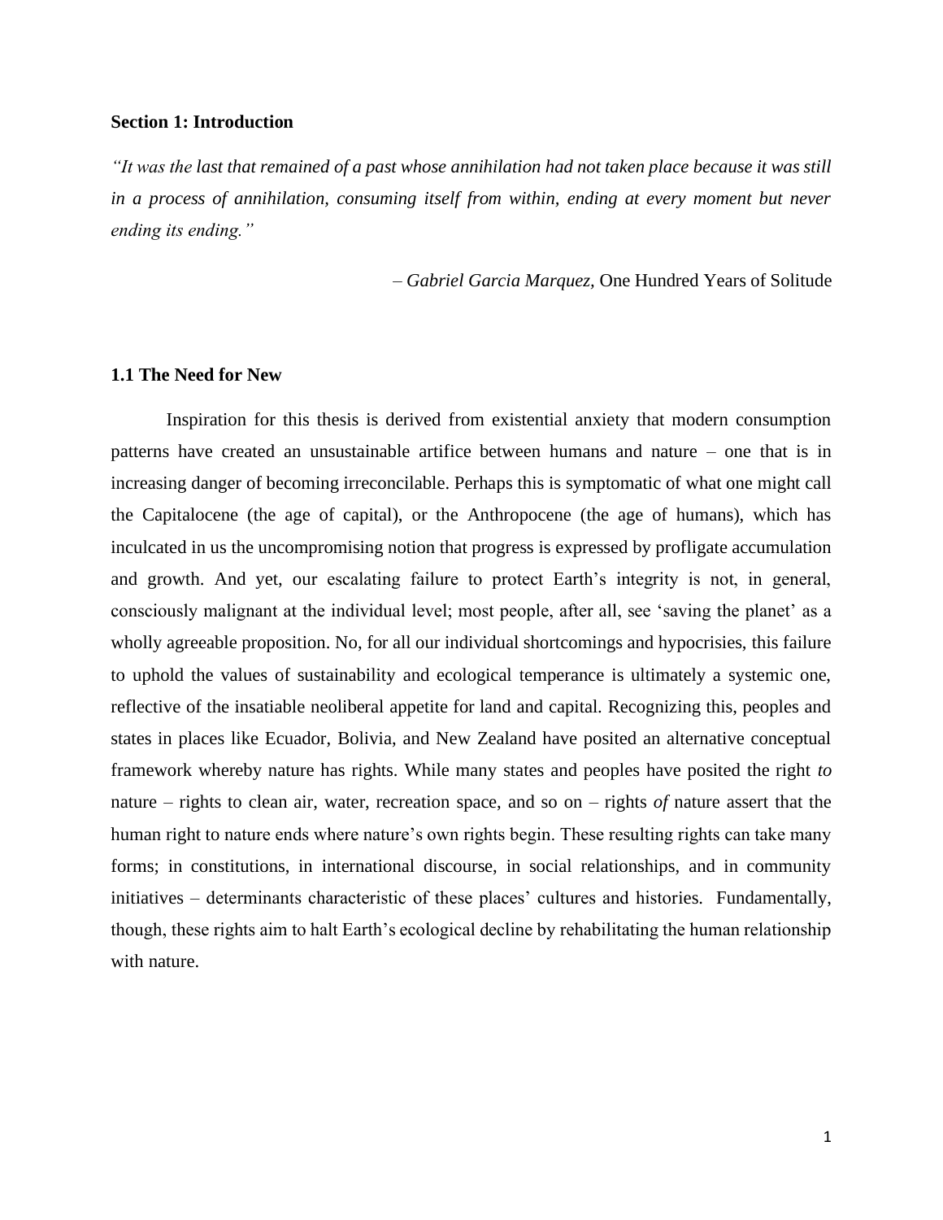## Section 1: Introduction

*"It was the last that remained of a past whose annihilation had not taken place because it was still in a process of annihilation, consuming itself from within, ending at every moment but never ending its ending."*

– *Gabriel Garcia Marquez,* One Hundred Years of Solitude

### 1.1 The Need for New

Inspiration for this thesis is derived from existential anxiety that modern consumption patterns have created an unsustainable artifice between humans and nature – one that is in increasing danger of becoming irreconcilable. Perhaps this is symptomatic of what one might call the Capitalocene (the age of capital), or the Anthropocene (the age of humans), which has inculcated in us the uncompromising notion that progress is expressed by profligate accumulation and growth. And yet, our escalating failure to protect Earth's integrity is not, in general, consciously malignant at the individual level; most people, after all, see 'saving the planet' as a wholly agreeable proposition. No, for all our individual shortcomings and hypocrisies, this failure to uphold the values of sustainability and ecological temperance is ultimately a systemic one, reflective of the insatiable neoliberal appetite for land and capital. Recognizing this, peoples and states in places like Ecuador, Bolivia, and New Zealand have posited an alternative conceptual framework whereby nature has rights. While many states and peoples have posited the right *to* nature – rights to clean air, water, recreation space, and so on – rights *of* nature assert that the human right to nature ends where nature's own rights begin. These resulting rights can take many forms; in constitutions, in international discourse, in social relationships, and in community initiatives – determinants characteristic of these places' cultures and histories. Fundamentally, though, these rights aim to halt Earth's ecological decline by rehabilitating the human relationship with nature.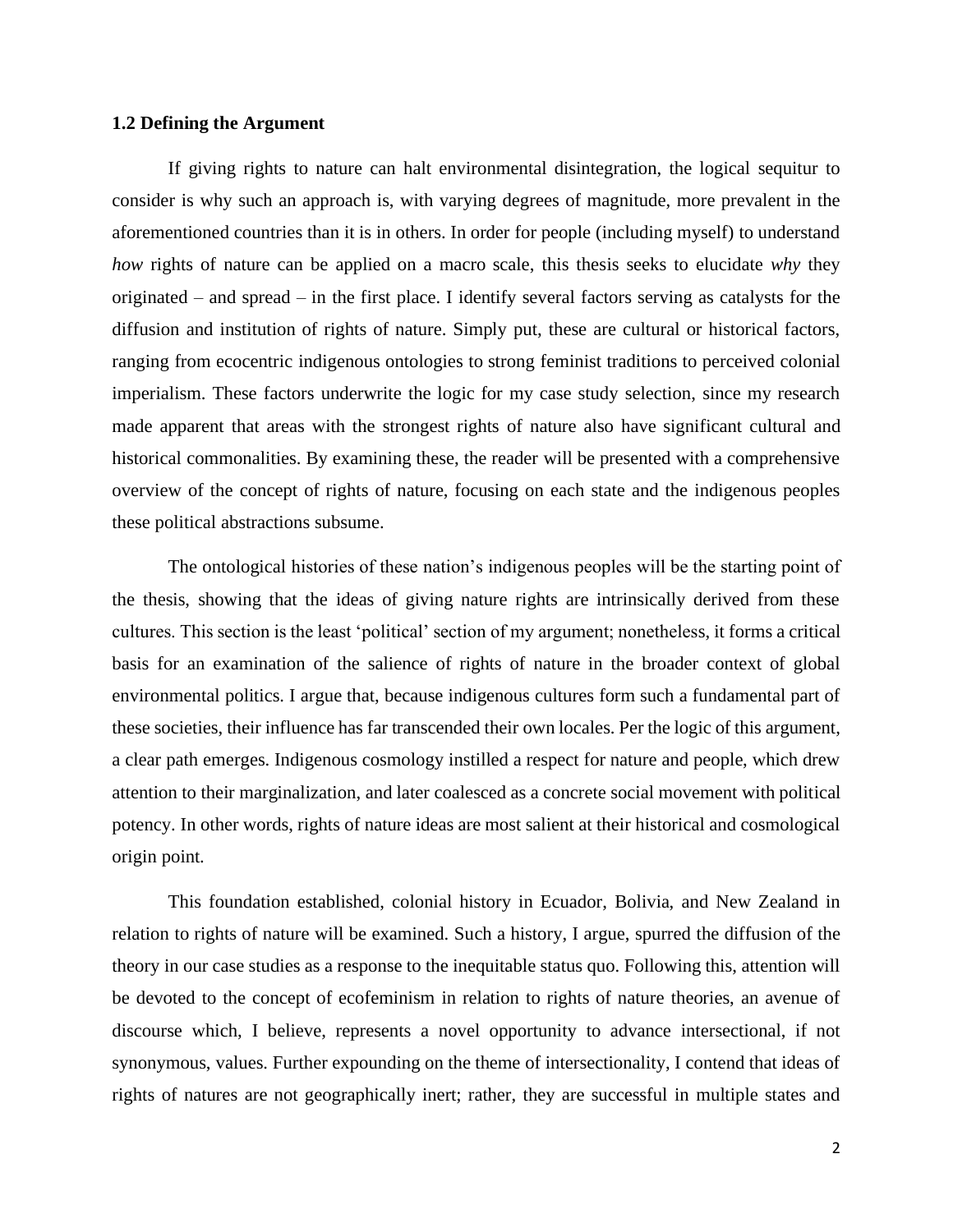### 1.2 Defining the Argument

If giving rights to nature can halt environmental disintegration, the logical sequitur to consider is why such an approach is, with varying degrees of magnitude, more prevalent in the aforementioned countries than it is in others. In order for people (including myself) to understand *how* rights of nature can be applied on a macro scale, this thesis seeks to elucidate *why* they originated – and spread – in the first place. I identify several factors serving as catalysts for the diffusion and institution of rights of nature. Simply put, these are cultural or historical factors, ranging from ecocentric indigenous ontologies to strong feminist traditions to perceived colonial imperialism. These factors underwrite the logic for my case study selection, since my research made apparent that areas with the strongest rights of nature also have significant cultural and historical commonalities. By examining these, the reader will be presented with a comprehensive overview of the concept of rights of nature, focusing on each state and the indigenous peoples these political abstractions subsume.

The ontological histories of these nation's indigenous peoples will be the starting point of the thesis, showing that the ideas of giving nature rights are intrinsically derived from these cultures. This section is the least 'political' section of my argument; nonetheless, it forms a critical basis for an examination of the salience of rights of nature in the broader context of global environmental politics. I argue that, because indigenous cultures form such a fundamental part of these societies, their influence has far transcended their own locales. Per the logic of this argument, a clear path emerges. Indigenous cosmology instilled a respect for nature and people, which drew attention to their marginalization, and later coalesced as a concrete social movement with political potency. In other words, rights of nature ideas are most salient at their historical and cosmological origin point.

This foundation established, colonial history in Ecuador, Bolivia, and New Zealand in relation to rights of nature will be examined. Such a history, I argue, spurred the diffusion of the theory in our case studies as a response to the inequitable status quo. Following this, attention will be devoted to the concept of ecofeminism in relation to rights of nature theories, an avenue of discourse which, I believe, represents a novel opportunity to advance intersectional, if not synonymous, values. Further expounding on the theme of intersectionality, I contend that ideas of rights of natures are not geographically inert; rather, they are successful in multiple states and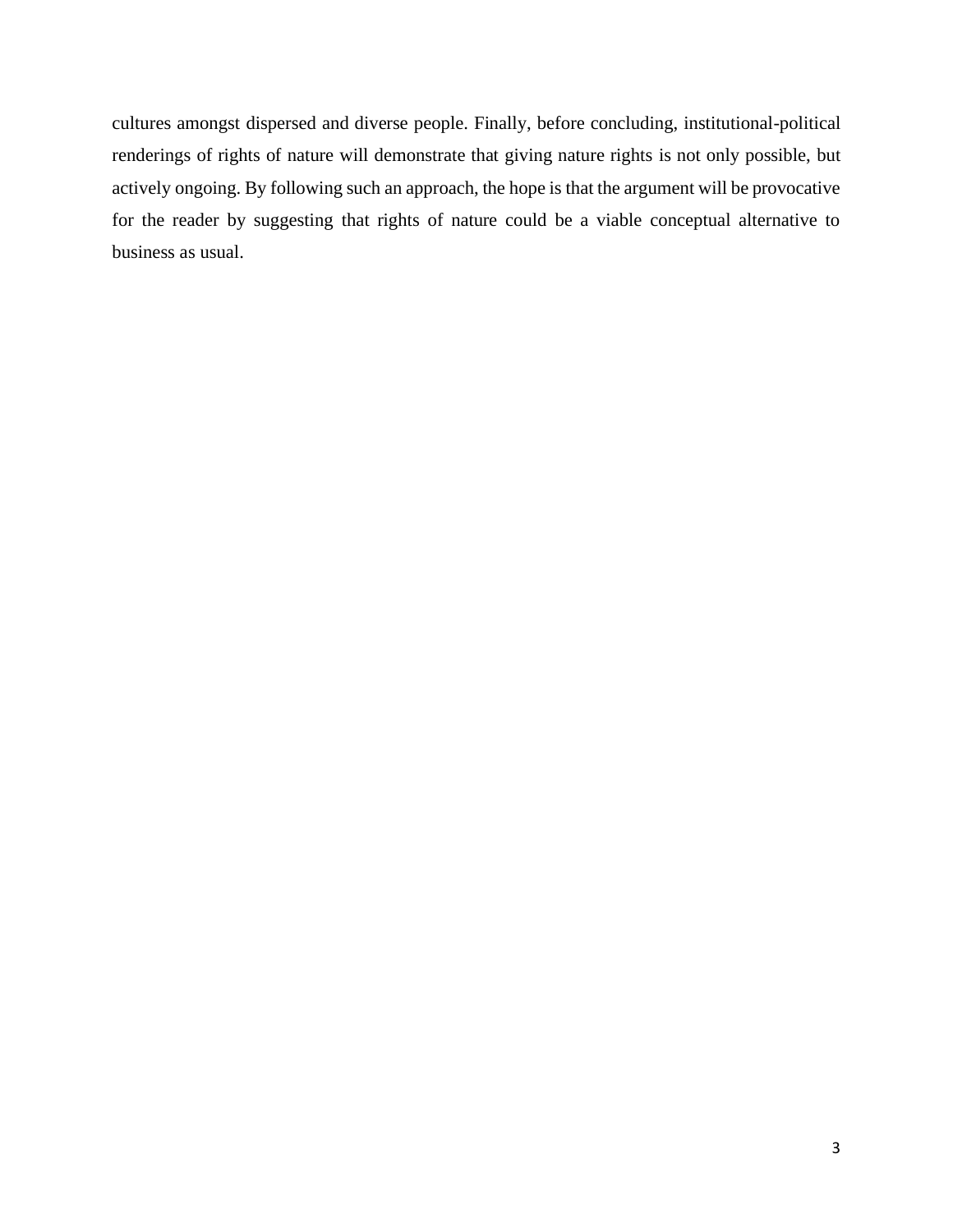cultures amongst dispersed and diverse people. Finally, before concluding, institutional-political renderings of rights of nature will demonstrate that giving nature rights is not only possible, but actively ongoing. By following such an approach, the hope is that the argument will be provocative for the reader by suggesting that rights of nature could be a viable conceptual alternative to business as usual.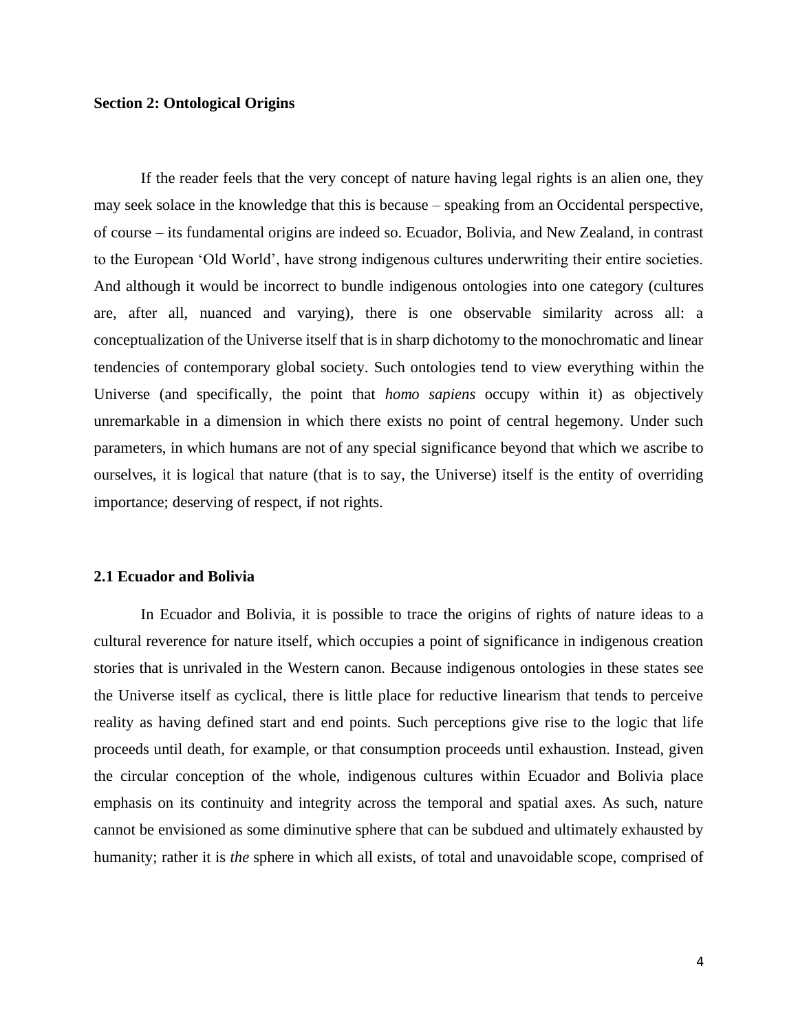## Section 2: Ontological Origins

If the reader feels that the very concept of nature having legal rights is an alien one, they may seek solace in the knowledge that this is because – speaking from an Occidental perspective, of course – its fundamental origins are indeed so. Ecuador, Bolivia, and New Zealand, in contrast to the European 'Old World', have strong indigenous cultures underwriting their entire societies. And although it would be incorrect to bundle indigenous ontologies into one category (cultures are, after all, nuanced and varying), there is one observable similarity across all: a conceptualization of the Universe itself that is in sharp dichotomy to the monochromatic and linear tendencies of contemporary global society. Such ontologies tend to view everything within the Universe (and specifically, the point that *homo sapiens* occupy within it) as objectively unremarkable in a dimension in which there exists no point of central hegemony. Under such parameters, in which humans are not of any special significance beyond that which we ascribe to ourselves, it is logical that nature (that is to say, the Universe) itself is the entity of overriding importance; deserving of respect, if not rights.

### 2.1 Ecuador and Bolivia

In Ecuador and Bolivia, it is possible to trace the origins of rights of nature ideas to a cultural reverence for nature itself, which occupies a point of significance in indigenous creation stories that is unrivaled in the Western canon. Because indigenous ontologies in these states see the Universe itself as cyclical, there is little place for reductive linearism that tends to perceive reality as having defined start and end points. Such perceptions give rise to the logic that life proceeds until death, for example, or that consumption proceeds until exhaustion. Instead, given the circular conception of the whole, indigenous cultures within Ecuador and Bolivia place emphasis on its continuity and integrity across the temporal and spatial axes. As such, nature cannot be envisioned as some diminutive sphere that can be subdued and ultimately exhausted by humanity; rather it is *the* sphere in which all exists, of total and unavoidable scope, comprised of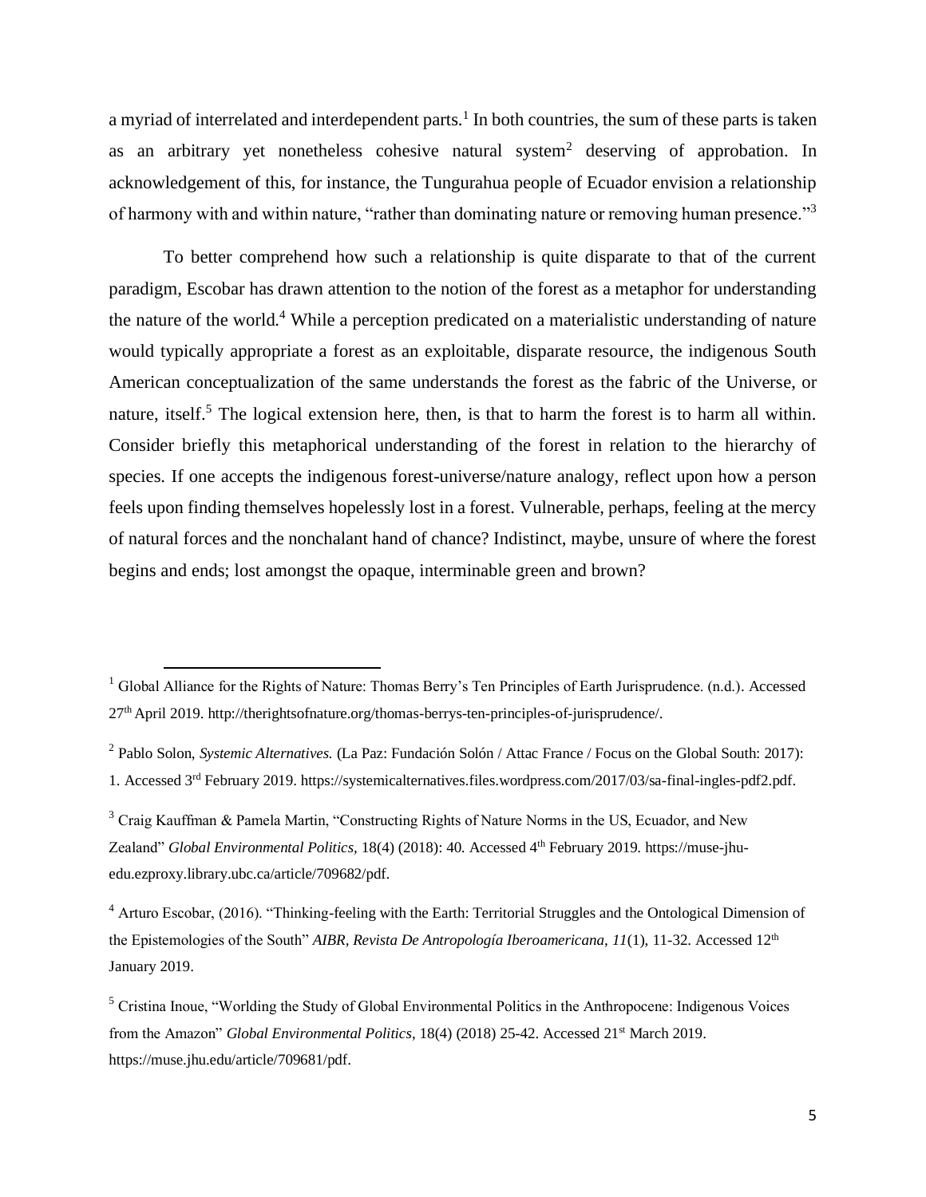a myriad of interrelated and interdependent parts.[1] In both countries, the sum of these parts is taken as an arbitrary yet nonetheless cohesive natural system[2] deserving of approbation. In acknowledgement of this, for instance, the Tungurahua people of Ecuador envision a relationship of harmony with and within nature, "rather than dominating nature or removing human presence."[3]

To better comprehend how such a relationship is quite disparate to that of the current paradigm, Escobar has drawn attention to the notion of the forest as a metaphor for understanding the nature of the world.[4] While a perception predicated on a materialistic understanding of nature would typically appropriate a forest as an exploitable, disparate resource, the indigenous South American conceptualization of the same understands the forest as the fabric of the Universe, or nature, itself.[5] The logical extension here, then, is that to harm the forest is to harm all within. Consider briefly this metaphorical understanding of the forest in relation to the hierarchy of species. If one accepts the indigenous forest-universe/nature analogy, reflect upon how a person feels upon finding themselves hopelessly lost in a forest. Vulnerable, perhaps, feeling at the mercy of natural forces and the nonchalant hand of chance? Indistinct, maybe, unsure of where the forest begins and ends; lost amongst the opaque, interminable green and brown?

---

[1] Global Alliance for the Rights of Nature: Thomas Berry's Ten Principles of Earth Jurisprudence. (n.d.). Accessed 27th April 2019. http://therightsofnature.org/thomas-berrys-ten-principles-of-jurisprudence/.

[2] Pablo Solon, *Systemic Alternatives.* (La Paz: Fundación Solón / Attac France / Focus on the Global South: 2017): 1. Accessed 3rd February 2019. https://systemicalternatives.files.wordpress.com/2017/03/sa-final-ingles-pdf2.pdf.

[3] Craig Kauffman & Pamela Martin, "Constructing Rights of Nature Norms in the US, Ecuador, and New Zealand" *Global Environmental Politics,* 18(4) (2018): 40. Accessed 4th February 2019. https://muse-jhu-edu.ezproxy.library.ubc.ca/article/709682/pdf.

[4] Arturo Escobar, (2016). "Thinking-feeling with the Earth: Territorial Struggles and the Ontological Dimension of the Epistemologies of the South" *AIBR, Revista De Antropología Iberoamericana*, *11*(1), 11-32. Accessed 12th January 2019.

[5] Cristina Inoue, "Worlding the Study of Global Environmental Politics in the Anthropocene: Indigenous Voices from the Amazon" *Global Environmental Politics*, 18(4) (2018) 25-42. Accessed 21st March 2019. https://muse.jhu.edu/article/709681/pdf.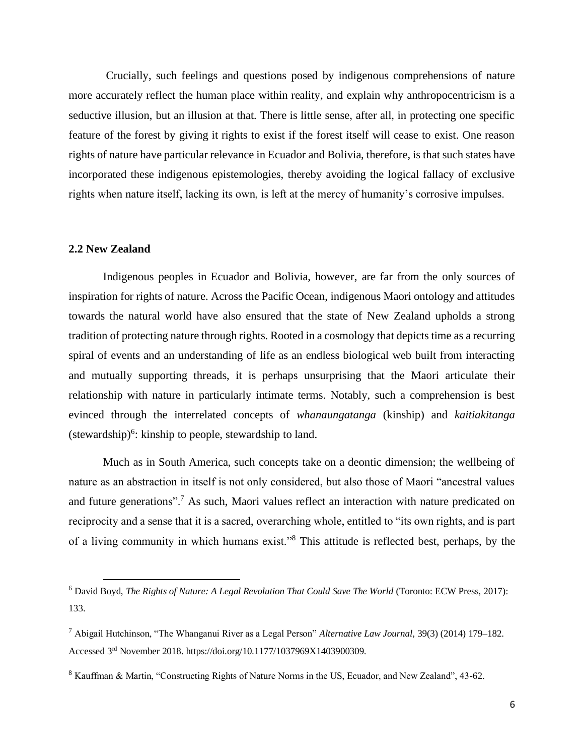Crucially, such feelings and questions posed by indigenous comprehensions of nature more accurately reflect the human place within reality, and explain why anthropocentricism is a seductive illusion, but an illusion at that. There is little sense, after all, in protecting one specific feature of the forest by giving it rights to exist if the forest itself will cease to exist. One reason rights of nature have particular relevance in Ecuador and Bolivia, therefore, is that such states have incorporated these indigenous epistemologies, thereby avoiding the logical fallacy of exclusive rights when nature itself, lacking its own, is left at the mercy of humanity's corrosive impulses.

### 2.2 New Zealand

Indigenous peoples in Ecuador and Bolivia, however, are far from the only sources of inspiration for rights of nature. Across the Pacific Ocean, indigenous Maori ontology and attitudes towards the natural world have also ensured that the state of New Zealand upholds a strong tradition of protecting nature through rights. Rooted in a cosmology that depicts time as a recurring spiral of events and an understanding of life as an endless biological web built from interacting and mutually supporting threads, it is perhaps unsurprising that the Maori articulate their relationship with nature in particularly intimate terms. Notably, such a comprehension is best evinced through the interrelated concepts of *whanaungatanga* (kinship) and *kaitiakitanga* (stewardship)[6]: kinship to people, stewardship to land.

Much as in South America, such concepts take on a deontic dimension; the wellbeing of nature as an abstraction in itself is not only considered, but also those of Maori "ancestral values and future generations".[7] As such, Maori values reflect an interaction with nature predicated on reciprocity and a sense that it is a sacred, overarching whole, entitled to "its own rights, and is part of a living community in which humans exist."[8] This attitude is reflected best, perhaps, by the

---

[6] David Boyd, *The Rights of Nature: A Legal Revolution That Could Save The World* (Toronto: ECW Press, 2017): 133.

[7] Abigail Hutchinson, "The Whanganui River as a Legal Person" *Alternative Law Journal*, 39(3) (2014) 179–182. Accessed 3rd November 2018. https://doi.org/10.1177/1037969X1403900309.

[8] Kauffman & Martin, "Constructing Rights of Nature Norms in the US, Ecuador, and New Zealand", 43-62.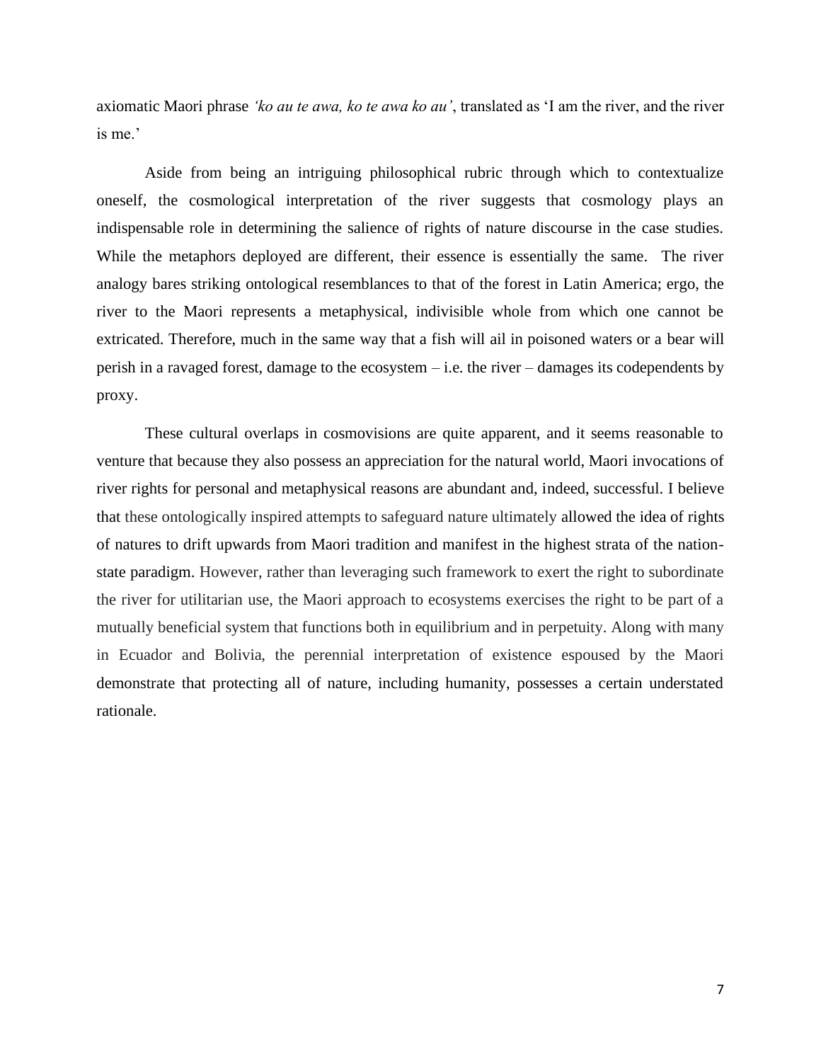axiomatic Maori phrase *'ko au te awa, ko te awa ko au'*, translated as 'I am the river, and the river is me.'

Aside from being an intriguing philosophical rubric through which to contextualize oneself, the cosmological interpretation of the river suggests that cosmology plays an indispensable role in determining the salience of rights of nature discourse in the case studies. While the metaphors deployed are different, their essence is essentially the same. The river analogy bares striking ontological resemblances to that of the forest in Latin America; ergo, the river to the Maori represents a metaphysical, indivisible whole from which one cannot be extricated. Therefore, much in the same way that a fish will ail in poisoned waters or a bear will perish in a ravaged forest, damage to the ecosystem – i.e. the river – damages its codependents by proxy.

These cultural overlaps in cosmovisions are quite apparent, and it seems reasonable to venture that because they also possess an appreciation for the natural world, Maori invocations of river rights for personal and metaphysical reasons are abundant and, indeed, successful. I believe that these ontologically inspired attempts to safeguard nature ultimately allowed the idea of rights of natures to drift upwards from Maori tradition and manifest in the highest strata of the nation-state paradigm. However, rather than leveraging such framework to exert the right to subordinate the river for utilitarian use, the Maori approach to ecosystems exercises the right to be part of a mutually beneficial system that functions both in equilibrium and in perpetuity. Along with many in Ecuador and Bolivia, the perennial interpretation of existence espoused by the Maori demonstrate that protecting all of nature, including humanity, possesses a certain understated rationale.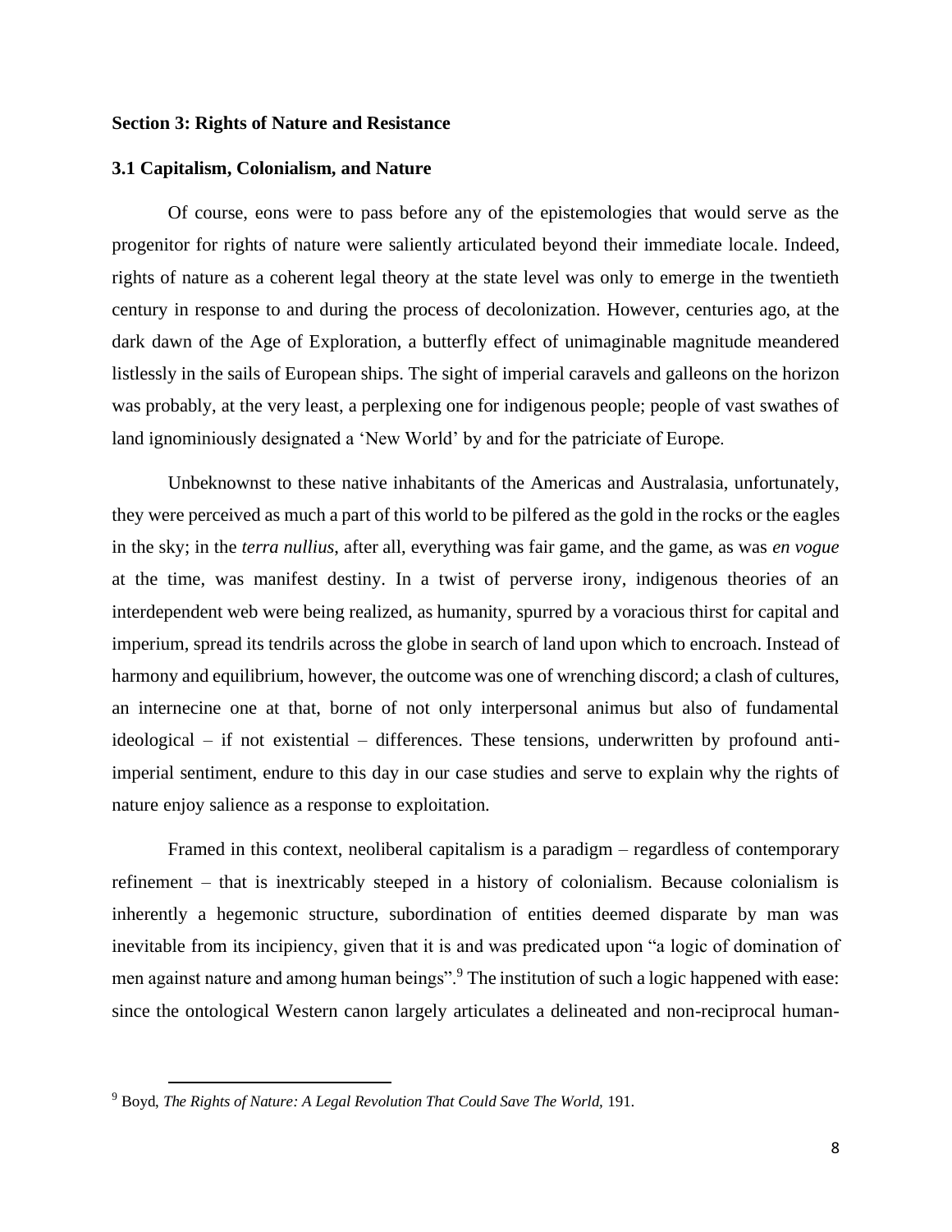**Section 3: Rights of Nature and Resistance**

**3.1 Capitalism, Colonialism, and Nature**

Of course, eons were to pass before any of the epistemologies that would serve as the progenitor for rights of nature were saliently articulated beyond their immediate locale. Indeed, rights of nature as a coherent legal theory at the state level was only to emerge in the twentieth century in response to and during the process of decolonization. However, centuries ago, at the dark dawn of the Age of Exploration, a butterfly effect of unimaginable magnitude meandered listlessly in the sails of European ships. The sight of imperial caravels and galleons on the horizon was probably, at the very least, a perplexing one for indigenous people; people of vast swathes of land ignominiously designated a 'New World' by and for the patriciate of Europe.

Unbeknownst to these native inhabitants of the Americas and Australasia, unfortunately, they were perceived as much a part of this world to be pilfered as the gold in the rocks or the eagles in the sky; in the *terra nullius*, after all, everything was fair game, and the game, as was *en vogue* at the time, was manifest destiny. In a twist of perverse irony, indigenous theories of an interdependent web were being realized, as humanity, spurred by a voracious thirst for capital and imperium, spread its tendrils across the globe in search of land upon which to encroach. Instead of harmony and equilibrium, however, the outcome was one of wrenching discord; a clash of cultures, an internecine one at that, borne of not only interpersonal animus but also of fundamental ideological – if not existential – differences. These tensions, underwritten by profound anti-imperial sentiment, endure to this day in our case studies and serve to explain why the rights of nature enjoy salience as a response to exploitation.

Framed in this context, neoliberal capitalism is a paradigm – regardless of contemporary refinement – that is inextricably steeped in a history of colonialism. Because colonialism is inherently a hegemonic structure, subordination of entities deemed disparate by man was inevitable from its incipiency, given that it is and was predicated upon "a logic of domination of men against nature and among human beings".[9] The institution of such a logic happened with ease: since the ontological Western canon largely articulates a delineated and non-reciprocal human-

[9] Boyd, *The Rights of Nature: A Legal Revolution That Could Save The World,* 191.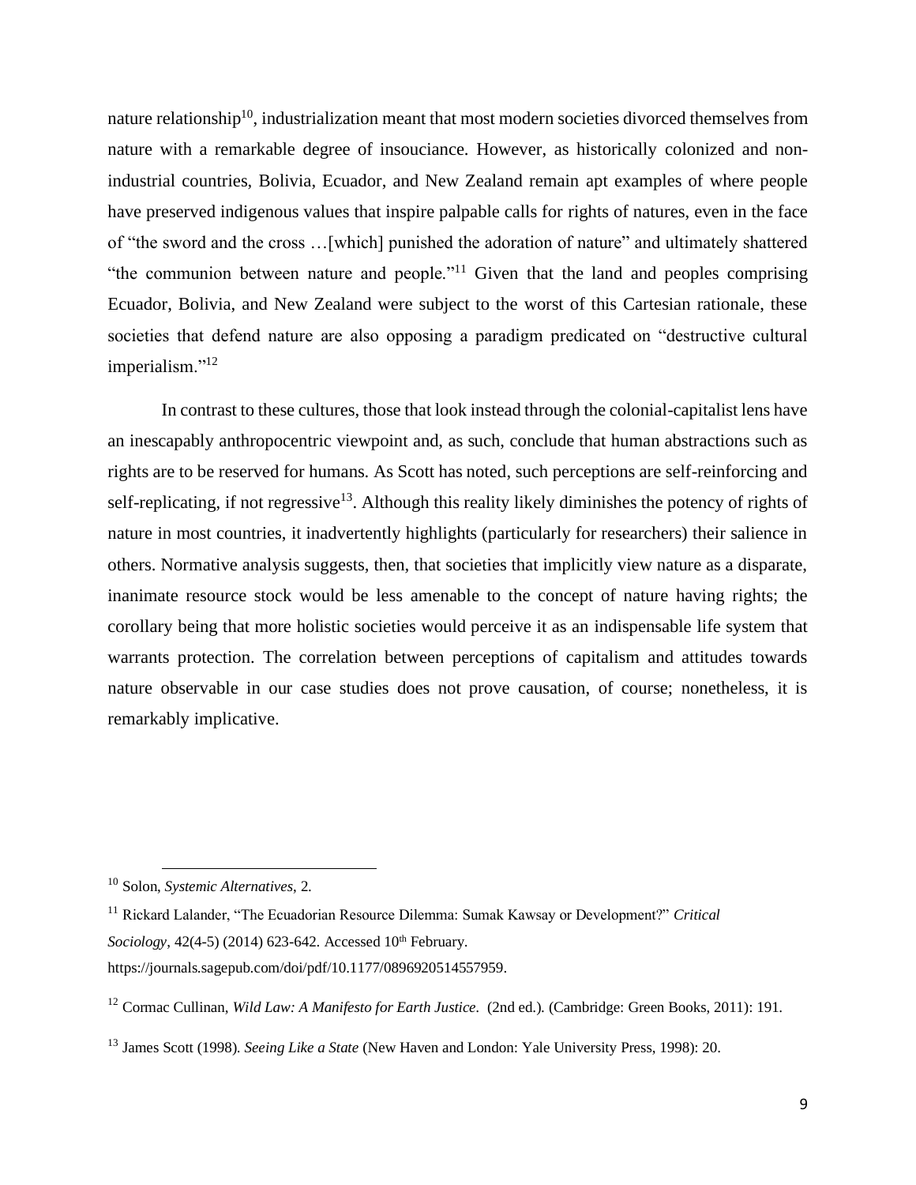nature relationship[10], industrialization meant that most modern societies divorced themselves from nature with a remarkable degree of insouciance. However, as historically colonized and non-industrial countries, Bolivia, Ecuador, and New Zealand remain apt examples of where people have preserved indigenous values that inspire palpable calls for rights of natures, even in the face of "the sword and the cross …[which] punished the adoration of nature" and ultimately shattered "the communion between nature and people."[11] Given that the land and peoples comprising Ecuador, Bolivia, and New Zealand were subject to the worst of this Cartesian rationale, these societies that defend nature are also opposing a paradigm predicated on "destructive cultural imperialism."[12]

In contrast to these cultures, those that look instead through the colonial-capitalist lens have an inescapably anthropocentric viewpoint and, as such, conclude that human abstractions such as rights are to be reserved for humans. As Scott has noted, such perceptions are self-reinforcing and self-replicating, if not regressive[13]. Although this reality likely diminishes the potency of rights of nature in most countries, it inadvertently highlights (particularly for researchers) their salience in others. Normative analysis suggests, then, that societies that implicitly view nature as a disparate, inanimate resource stock would be less amenable to the concept of nature having rights; the corollary being that more holistic societies would perceive it as an indispensable life system that warrants protection. The correlation between perceptions of capitalism and attitudes towards nature observable in our case studies does not prove causation, of course; nonetheless, it is remarkably implicative.

---

[10] Solon, *Systemic Alternatives*, 2.

[11] Rickard Lalander, "The Ecuadorian Resource Dilemma: Sumak Kawsay or Development?" *Critical Sociology*, 42(4-5) (2014) 623-642. Accessed 10th February. https://journals.sagepub.com/doi/pdf/10.1177/0896920514557959.

[12] Cormac Cullinan, *Wild Law: A Manifesto for Earth Justice*. (2nd ed.). (Cambridge: Green Books, 2011): 191.

[13] James Scott (1998). *Seeing Like a State* (New Haven and London: Yale University Press, 1998): 20.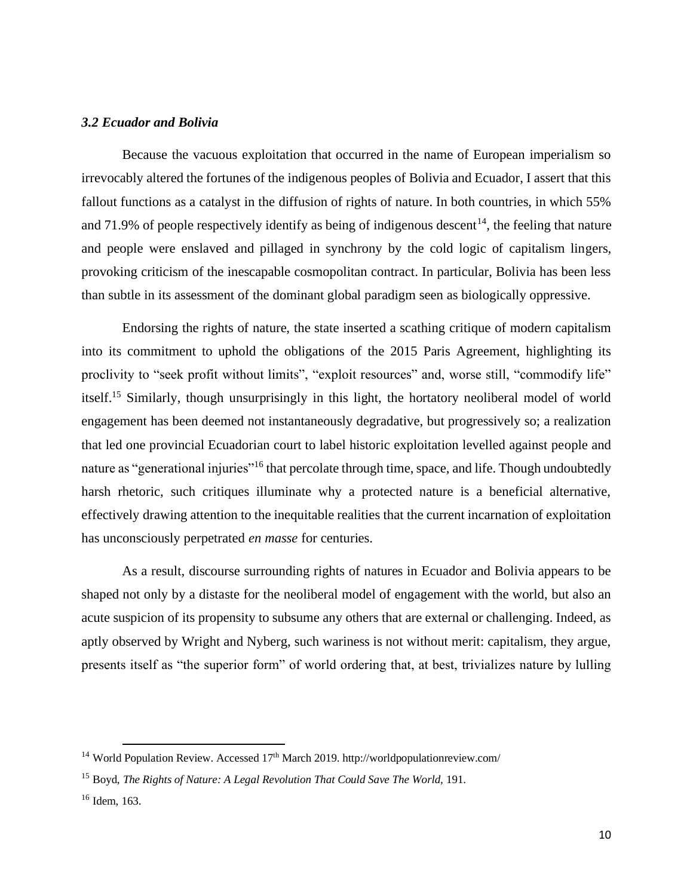### *3.2 Ecuador and Bolivia*

Because the vacuous exploitation that occurred in the name of European imperialism so irrevocably altered the fortunes of the indigenous peoples of Bolivia and Ecuador, I assert that this fallout functions as a catalyst in the diffusion of rights of nature. In both countries, in which 55% and 71.9% of people respectively identify as being of indigenous descent[14], the feeling that nature and people were enslaved and pillaged in synchrony by the cold logic of capitalism lingers, provoking criticism of the inescapable cosmopolitan contract. In particular, Bolivia has been less than subtle in its assessment of the dominant global paradigm seen as biologically oppressive.

Endorsing the rights of nature, the state inserted a scathing critique of modern capitalism into its commitment to uphold the obligations of the 2015 Paris Agreement, highlighting its proclivity to "seek profit without limits", "exploit resources" and, worse still, "commodify life" itself.[15] Similarly, though unsurprisingly in this light, the hortatory neoliberal model of world engagement has been deemed not instantaneously degradative, but progressively so; a realization that led one provincial Ecuadorian court to label historic exploitation levelled against people and nature as "generational injuries"[16] that percolate through time, space, and life. Though undoubtedly harsh rhetoric, such critiques illuminate why a protected nature is a beneficial alternative, effectively drawing attention to the inequitable realities that the current incarnation of exploitation has unconsciously perpetrated *en masse* for centuries.

As a result, discourse surrounding rights of natures in Ecuador and Bolivia appears to be shaped not only by a distaste for the neoliberal model of engagement with the world, but also an acute suspicion of its propensity to subsume any others that are external or challenging. Indeed, as aptly observed by Wright and Nyberg, such wariness is not without merit: capitalism, they argue, presents itself as "the superior form" of world ordering that, at best, trivializes nature by lulling

---

[14] World Population Review. Accessed 17th March 2019. http://worldpopulationreview.com/

[15] Boyd, *The Rights of Nature: A Legal Revolution That Could Save The World,* 191.

[16] Idem, 163.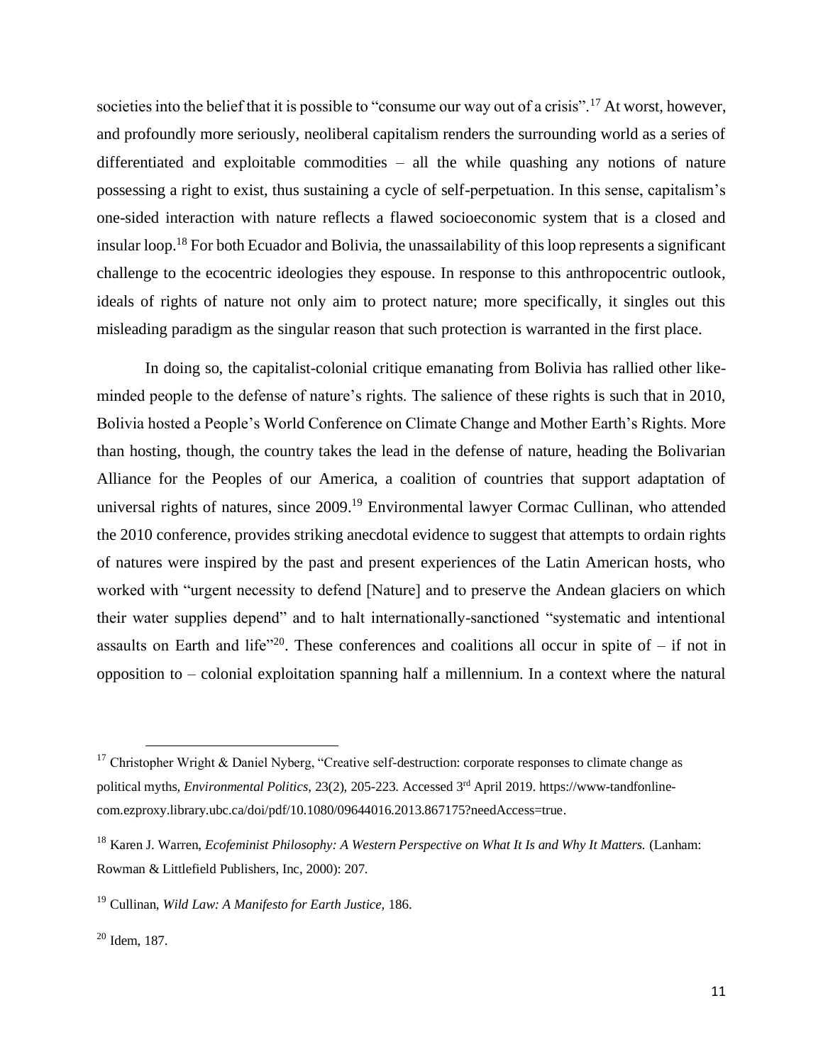societies into the belief that it is possible to "consume our way out of a crisis".[17] At worst, however, and profoundly more seriously, neoliberal capitalism renders the surrounding world as a series of differentiated and exploitable commodities – all the while quashing any notions of nature possessing a right to exist, thus sustaining a cycle of self-perpetuation. In this sense, capitalism's one-sided interaction with nature reflects a flawed socioeconomic system that is a closed and insular loop.[18] For both Ecuador and Bolivia, the unassailability of this loop represents a significant challenge to the ecocentric ideologies they espouse. In response to this anthropocentric outlook, ideals of rights of nature not only aim to protect nature; more specifically, it singles out this misleading paradigm as the singular reason that such protection is warranted in the first place.

In doing so, the capitalist-colonial critique emanating from Bolivia has rallied other like-minded people to the defense of nature's rights. The salience of these rights is such that in 2010, Bolivia hosted a People's World Conference on Climate Change and Mother Earth's Rights. More than hosting, though, the country takes the lead in the defense of nature, heading the Bolivarian Alliance for the Peoples of our America, a coalition of countries that support adaptation of universal rights of natures, since 2009.[19] Environmental lawyer Cormac Cullinan, who attended the 2010 conference, provides striking anecdotal evidence to suggest that attempts to ordain rights of natures were inspired by the past and present experiences of the Latin American hosts, who worked with "urgent necessity to defend [Nature] and to preserve the Andean glaciers on which their water supplies depend" and to halt internationally-sanctioned "systematic and intentional assaults on Earth and life"[20]. These conferences and coalitions all occur in spite of – if not in opposition to – colonial exploitation spanning half a millennium. In a context where the natural

---

[17] Christopher Wright & Daniel Nyberg, "Creative self-destruction: corporate responses to climate change as political myths, *Environmental Politics*, 23(2), 205-223. Accessed 3rd April 2019. https://www-tandfonline-com.ezproxy.library.ubc.ca/doi/pdf/10.1080/09644016.2013.867175?needAccess=true.

[18] Karen J. Warren, *Ecofeminist Philosophy: A Western Perspective on What It Is and Why It Matters.* (Lanham: Rowman & Littlefield Publishers, Inc, 2000): 207.

[19] Cullinan, *Wild Law: A Manifesto for Earth Justice,* 186.

[20] Idem, 187.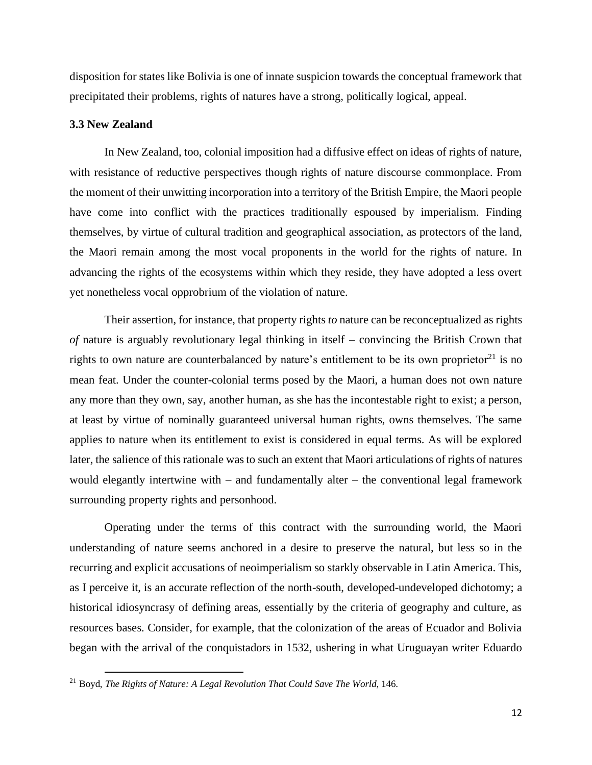disposition for states like Bolivia is one of innate suspicion towards the conceptual framework that precipitated their problems, rights of natures have a strong, politically logical, appeal.

### 3.3 New Zealand

In New Zealand, too, colonial imposition had a diffusive effect on ideas of rights of nature, with resistance of reductive perspectives though rights of nature discourse commonplace. From the moment of their unwitting incorporation into a territory of the British Empire, the Maori people have come into conflict with the practices traditionally espoused by imperialism. Finding themselves, by virtue of cultural tradition and geographical association, as protectors of the land, the Maori remain among the most vocal proponents in the world for the rights of nature. In advancing the rights of the ecosystems within which they reside, they have adopted a less overt yet nonetheless vocal opprobrium of the violation of nature.

Their assertion, for instance, that property rights *to* nature can be reconceptualized as rights *of* nature is arguably revolutionary legal thinking in itself – convincing the British Crown that rights to own nature are counterbalanced by nature's entitlement to be its own proprietor[21] is no mean feat. Under the counter-colonial terms posed by the Maori, a human does not own nature any more than they own, say, another human, as she has the incontestable right to exist; a person, at least by virtue of nominally guaranteed universal human rights, owns themselves. The same applies to nature when its entitlement to exist is considered in equal terms. As will be explored later, the salience of this rationale was to such an extent that Maori articulations of rights of natures would elegantly intertwine with – and fundamentally alter – the conventional legal framework surrounding property rights and personhood.

Operating under the terms of this contract with the surrounding world, the Maori understanding of nature seems anchored in a desire to preserve the natural, but less so in the recurring and explicit accusations of neoimperialism so starkly observable in Latin America. This, as I perceive it, is an accurate reflection of the north-south, developed-undeveloped dichotomy; a historical idiosyncrasy of defining areas, essentially by the criteria of geography and culture, as resources bases. Consider, for example, that the colonization of the areas of Ecuador and Bolivia began with the arrival of the conquistadors in 1532, ushering in what Uruguayan writer Eduardo

[21] Boyd, *The Rights of Nature: A Legal Revolution That Could Save The World*, 146.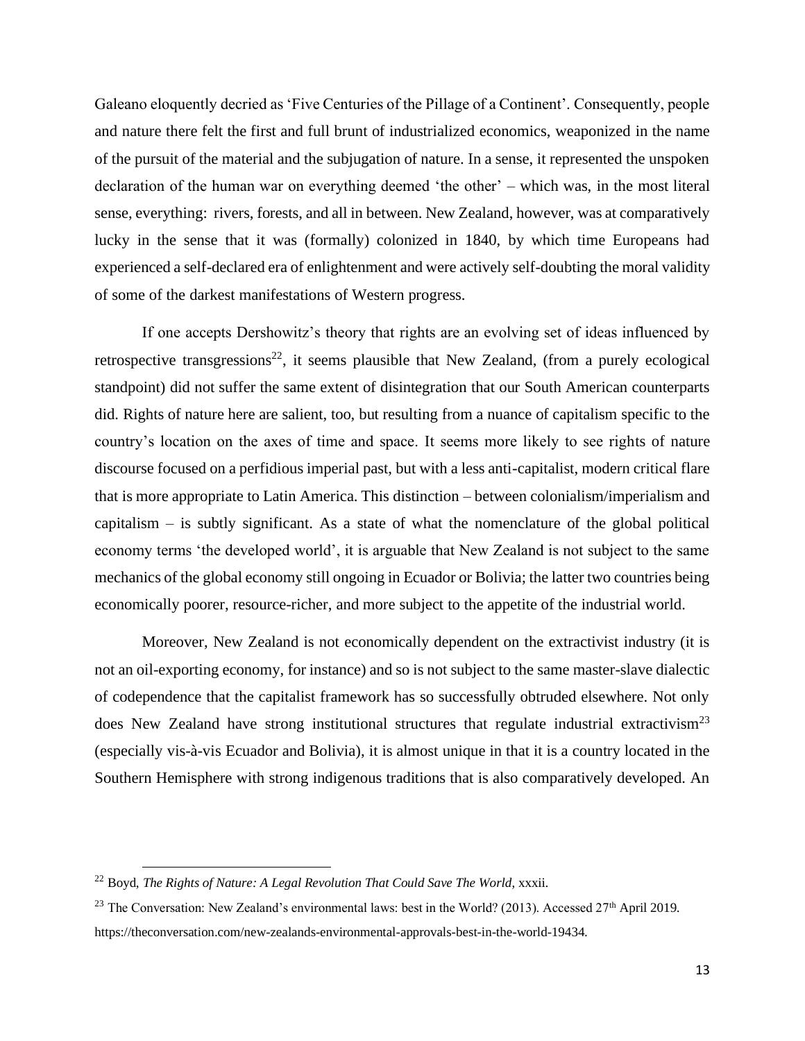Galeano eloquently decried as 'Five Centuries of the Pillage of a Continent'. Consequently, people and nature there felt the first and full brunt of industrialized economics, weaponized in the name of the pursuit of the material and the subjugation of nature. In a sense, it represented the unspoken declaration of the human war on everything deemed 'the other' – which was, in the most literal sense, everything: rivers, forests, and all in between. New Zealand, however, was at comparatively lucky in the sense that it was (formally) colonized in 1840, by which time Europeans had experienced a self-declared era of enlightenment and were actively self-doubting the moral validity of some of the darkest manifestations of Western progress.

If one accepts Dershowitz's theory that rights are an evolving set of ideas influenced by retrospective transgressions[22], it seems plausible that New Zealand, (from a purely ecological standpoint) did not suffer the same extent of disintegration that our South American counterparts did. Rights of nature here are salient, too, but resulting from a nuance of capitalism specific to the country's location on the axes of time and space. It seems more likely to see rights of nature discourse focused on a perfidious imperial past, but with a less anti-capitalist, modern critical flare that is more appropriate to Latin America. This distinction – between colonialism/imperialism and capitalism – is subtly significant. As a state of what the nomenclature of the global political economy terms 'the developed world', it is arguable that New Zealand is not subject to the same mechanics of the global economy still ongoing in Ecuador or Bolivia; the latter two countries being economically poorer, resource-richer, and more subject to the appetite of the industrial world.

Moreover, New Zealand is not economically dependent on the extractivist industry (it is not an oil-exporting economy, for instance) and so is not subject to the same master-slave dialectic of codependence that the capitalist framework has so successfully obtruded elsewhere. Not only does New Zealand have strong institutional structures that regulate industrial extractivism[23] (especially vis-à-vis Ecuador and Bolivia), it is almost unique in that it is a country located in the Southern Hemisphere with strong indigenous traditions that is also comparatively developed. An

---

[22] Boyd, *The Rights of Nature: A Legal Revolution That Could Save The World*, xxxii.

[23] The Conversation: New Zealand's environmental laws: best in the World? (2013). Accessed 27th April 2019. https://theconversation.com/new-zealands-environmental-approvals-best-in-the-world-19434.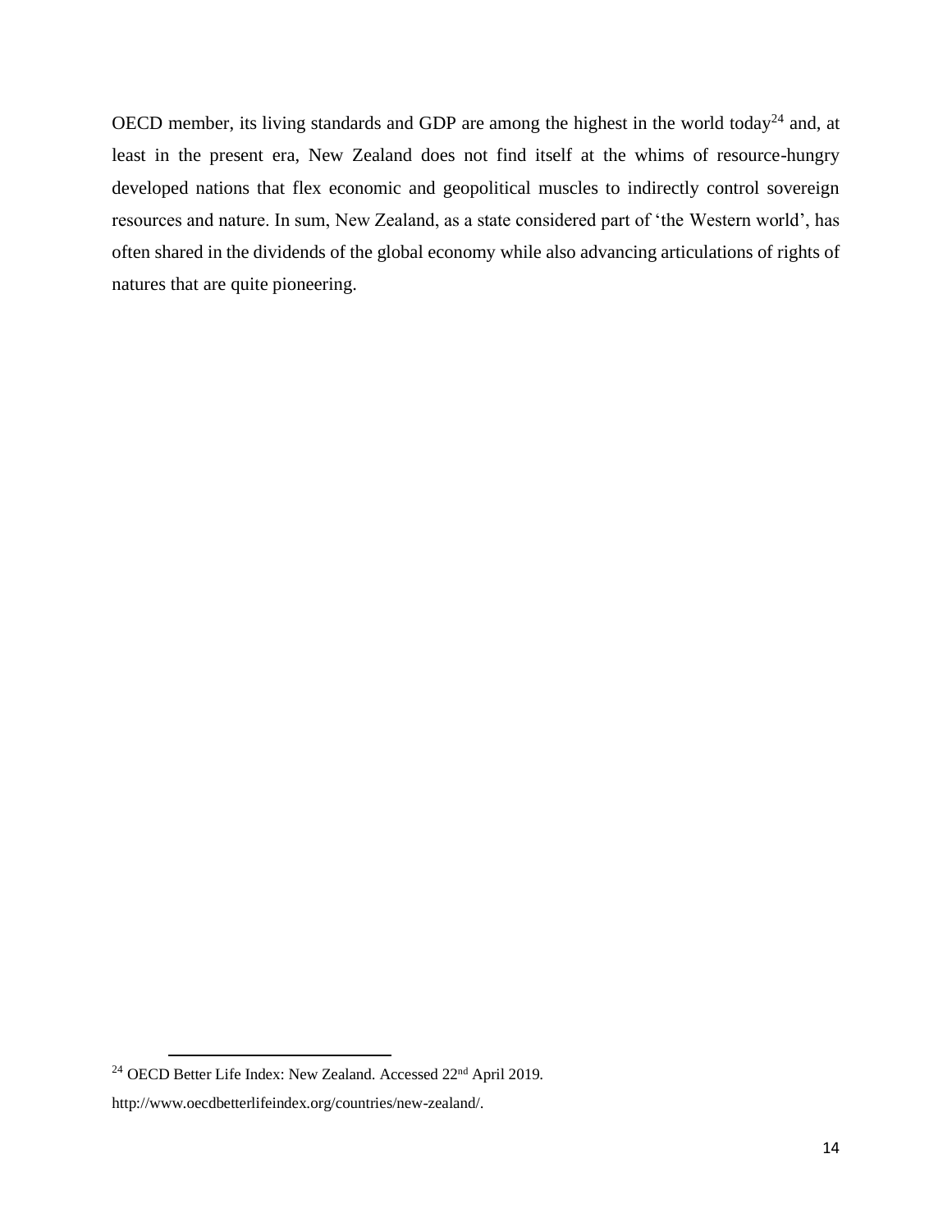OECD member, its living standards and GDP are among the highest in the world today[24] and, at least in the present era, New Zealand does not find itself at the whims of resource-hungry developed nations that flex economic and geopolitical muscles to indirectly control sovereign resources and nature. In sum, New Zealand, as a state considered part of 'the Western world', has often shared in the dividends of the global economy while also advancing articulations of rights of natures that are quite pioneering.

---

[24] OECD Better Life Index: New Zealand. Accessed 22nd April 2019. http://www.oecdbetterlifeindex.org/countries/new-zealand/.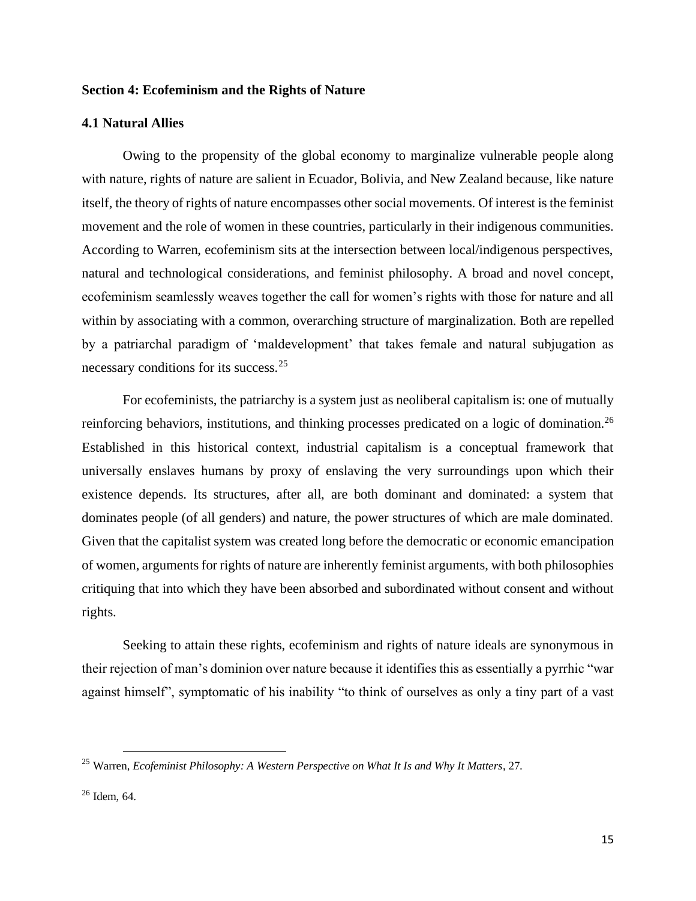## Section 4: Ecofeminism and the Rights of Nature

### 4.1 Natural Allies

Owing to the propensity of the global economy to marginalize vulnerable people along with nature, rights of nature are salient in Ecuador, Bolivia, and New Zealand because, like nature itself, the theory of rights of nature encompasses other social movements. Of interest is the feminist movement and the role of women in these countries, particularly in their indigenous communities. According to Warren, ecofeminism sits at the intersection between local/indigenous perspectives, natural and technological considerations, and feminist philosophy. A broad and novel concept, ecofeminism seamlessly weaves together the call for women's rights with those for nature and all within by associating with a common, overarching structure of marginalization. Both are repelled by a patriarchal paradigm of 'maldevelopment' that takes female and natural subjugation as necessary conditions for its success.[25]

For ecofeminists, the patriarchy is a system just as neoliberal capitalism is: one of mutually reinforcing behaviors, institutions, and thinking processes predicated on a logic of domination.[26] Established in this historical context, industrial capitalism is a conceptual framework that universally enslaves humans by proxy of enslaving the very surroundings upon which their existence depends. Its structures, after all, are both dominant and dominated: a system that dominates people (of all genders) and nature, the power structures of which are male dominated. Given that the capitalist system was created long before the democratic or economic emancipation of women, arguments for rights of nature are inherently feminist arguments, with both philosophies critiquing that into which they have been absorbed and subordinated without consent and without rights.

Seeking to attain these rights, ecofeminism and rights of nature ideals are synonymous in their rejection of man's dominion over nature because it identifies this as essentially a pyrrhic "war against himself", symptomatic of his inability "to think of ourselves as only a tiny part of a vast

---

[25] Warren, *Ecofeminist Philosophy: A Western Perspective on What It Is and Why It Matters*, 27.

[26] Idem, 64.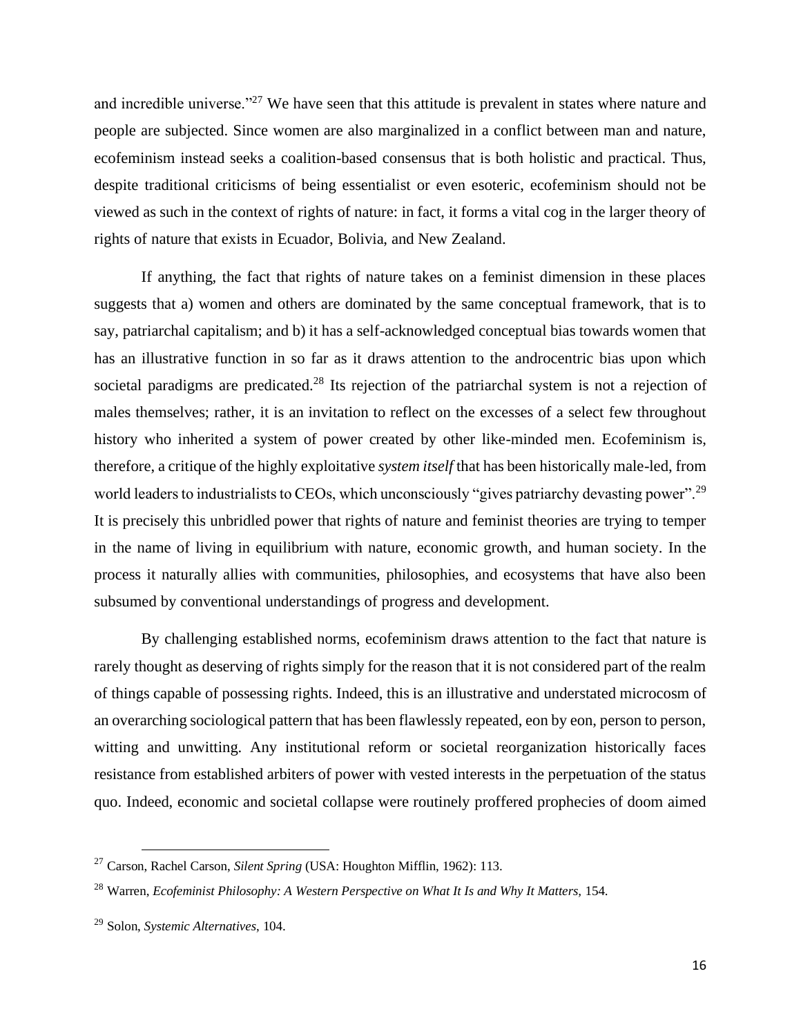and incredible universe."[27] We have seen that this attitude is prevalent in states where nature and people are subjected. Since women are also marginalized in a conflict between man and nature, ecofeminism instead seeks a coalition-based consensus that is both holistic and practical. Thus, despite traditional criticisms of being essentialist or even esoteric, ecofeminism should not be viewed as such in the context of rights of nature: in fact, it forms a vital cog in the larger theory of rights of nature that exists in Ecuador, Bolivia, and New Zealand.

If anything, the fact that rights of nature takes on a feminist dimension in these places suggests that a) women and others are dominated by the same conceptual framework, that is to say, patriarchal capitalism; and b) it has a self-acknowledged conceptual bias towards women that has an illustrative function in so far as it draws attention to the androcentric bias upon which societal paradigms are predicated.[28] Its rejection of the patriarchal system is not a rejection of males themselves; rather, it is an invitation to reflect on the excesses of a select few throughout history who inherited a system of power created by other like-minded men. Ecofeminism is, therefore, a critique of the highly exploitative *system itself* that has been historically male-led, from world leaders to industrialists to CEOs, which unconsciously "gives patriarchy devasting power".[29] It is precisely this unbridled power that rights of nature and feminist theories are trying to temper in the name of living in equilibrium with nature, economic growth, and human society. In the process it naturally allies with communities, philosophies, and ecosystems that have also been subsumed by conventional understandings of progress and development.

By challenging established norms, ecofeminism draws attention to the fact that nature is rarely thought as deserving of rights simply for the reason that it is not considered part of the realm of things capable of possessing rights. Indeed, this is an illustrative and understated microcosm of an overarching sociological pattern that has been flawlessly repeated, eon by eon, person to person, witting and unwitting. Any institutional reform or societal reorganization historically faces resistance from established arbiters of power with vested interests in the perpetuation of the status quo. Indeed, economic and societal collapse were routinely proffered prophecies of doom aimed

---

[27] Carson, Rachel Carson, *Silent Spring* (USA: Houghton Mifflin, 1962): 113.

[28] Warren, *Ecofeminist Philosophy: A Western Perspective on What It Is and Why It Matters,* 154.

[29] Solon, *Systemic Alternatives*, 104.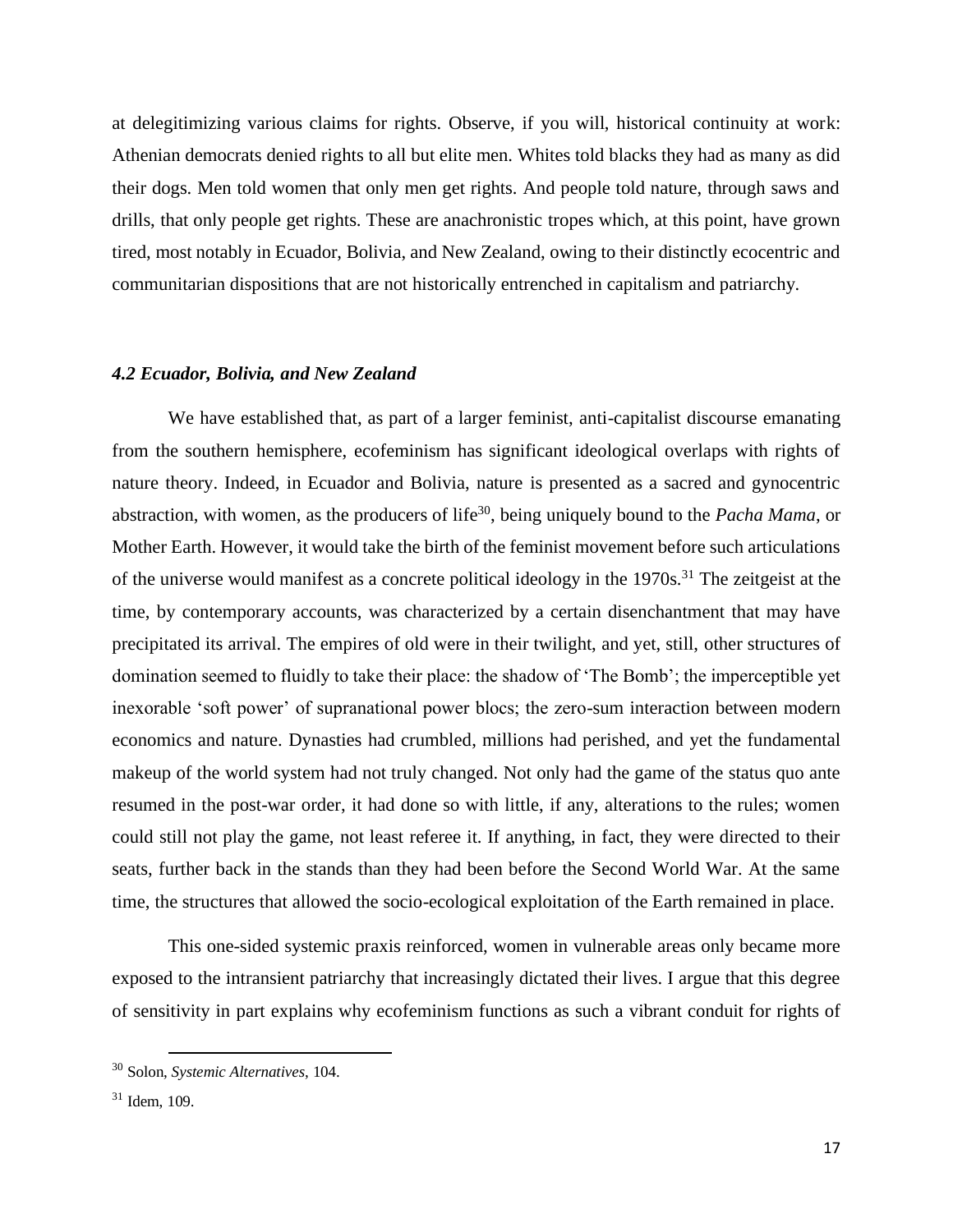at delegitimizing various claims for rights. Observe, if you will, historical continuity at work: Athenian democrats denied rights to all but elite men. Whites told blacks they had as many as did their dogs. Men told women that only men get rights. And people told nature, through saws and drills, that only people get rights. These are anachronistic tropes which, at this point, have grown tired, most notably in Ecuador, Bolivia, and New Zealand, owing to their distinctly ecocentric and communitarian dispositions that are not historically entrenched in capitalism and patriarchy.

### *4.2 Ecuador, Bolivia, and New Zealand*

We have established that, as part of a larger feminist, anti-capitalist discourse emanating from the southern hemisphere, ecofeminism has significant ideological overlaps with rights of nature theory. Indeed, in Ecuador and Bolivia, nature is presented as a sacred and gynocentric abstraction, with women, as the producers of life[30], being uniquely bound to the *Pacha Mama*, or Mother Earth. However, it would take the birth of the feminist movement before such articulations of the universe would manifest as a concrete political ideology in the 1970s.[31] The zeitgeist at the time, by contemporary accounts, was characterized by a certain disenchantment that may have precipitated its arrival. The empires of old were in their twilight, and yet, still, other structures of domination seemed to fluidly to take their place: the shadow of 'The Bomb'; the imperceptible yet inexorable 'soft power' of supranational power blocs; the zero-sum interaction between modern economics and nature. Dynasties had crumbled, millions had perished, and yet the fundamental makeup of the world system had not truly changed. Not only had the game of the status quo ante resumed in the post-war order, it had done so with little, if any, alterations to the rules; women could still not play the game, not least referee it. If anything, in fact, they were directed to their seats, further back in the stands than they had been before the Second World War. At the same time, the structures that allowed the socio-ecological exploitation of the Earth remained in place.

This one-sided systemic praxis reinforced, women in vulnerable areas only became more exposed to the intransient patriarchy that increasingly dictated their lives. I argue that this degree of sensitivity in part explains why ecofeminism functions as such a vibrant conduit for rights of

---

[30] Solon, *Systemic Alternatives*, 104.

[31] Idem, 109.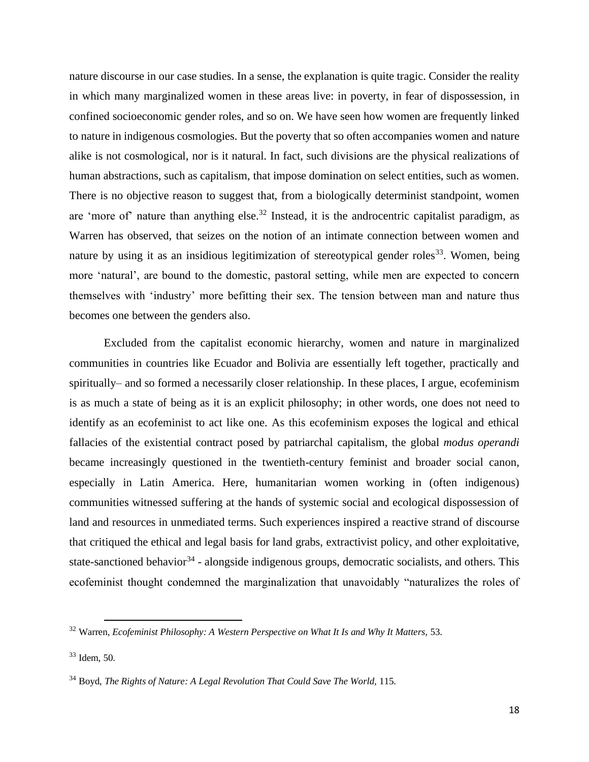nature discourse in our case studies. In a sense, the explanation is quite tragic. Consider the reality in which many marginalized women in these areas live: in poverty, in fear of dispossession, in confined socioeconomic gender roles, and so on. We have seen how women are frequently linked to nature in indigenous cosmologies. But the poverty that so often accompanies women and nature alike is not cosmological, nor is it natural. In fact, such divisions are the physical realizations of human abstractions, such as capitalism, that impose domination on select entities, such as women. There is no objective reason to suggest that, from a biologically determinist standpoint, women are 'more of' nature than anything else.[32] Instead, it is the androcentric capitalist paradigm, as Warren has observed, that seizes on the notion of an intimate connection between women and nature by using it as an insidious legitimization of stereotypical gender roles[33]. Women, being more 'natural', are bound to the domestic, pastoral setting, while men are expected to concern themselves with 'industry' more befitting their sex. The tension between man and nature thus becomes one between the genders also.

Excluded from the capitalist economic hierarchy, women and nature in marginalized communities in countries like Ecuador and Bolivia are essentially left together, practically and spiritually– and so formed a necessarily closer relationship. In these places, I argue, ecofeminism is as much a state of being as it is an explicit philosophy; in other words, one does not need to identify as an ecofeminist to act like one. As this ecofeminism exposes the logical and ethical fallacies of the existential contract posed by patriarchal capitalism, the global *modus operandi* became increasingly questioned in the twentieth-century feminist and broader social canon, especially in Latin America. Here, humanitarian women working in (often indigenous) communities witnessed suffering at the hands of systemic social and ecological dispossession of land and resources in unmediated terms. Such experiences inspired a reactive strand of discourse that critiqued the ethical and legal basis for land grabs, extractivist policy, and other exploitative, state-sanctioned behavior[34] - alongside indigenous groups, democratic socialists, and others. This ecofeminist thought condemned the marginalization that unavoidably "naturalizes the roles of

---

[32] Warren, *Ecofeminist Philosophy: A Western Perspective on What It Is and Why It Matters,* 53.

[33] Idem, 50.

[34] Boyd, *The Rights of Nature: A Legal Revolution That Could Save The World,* 115.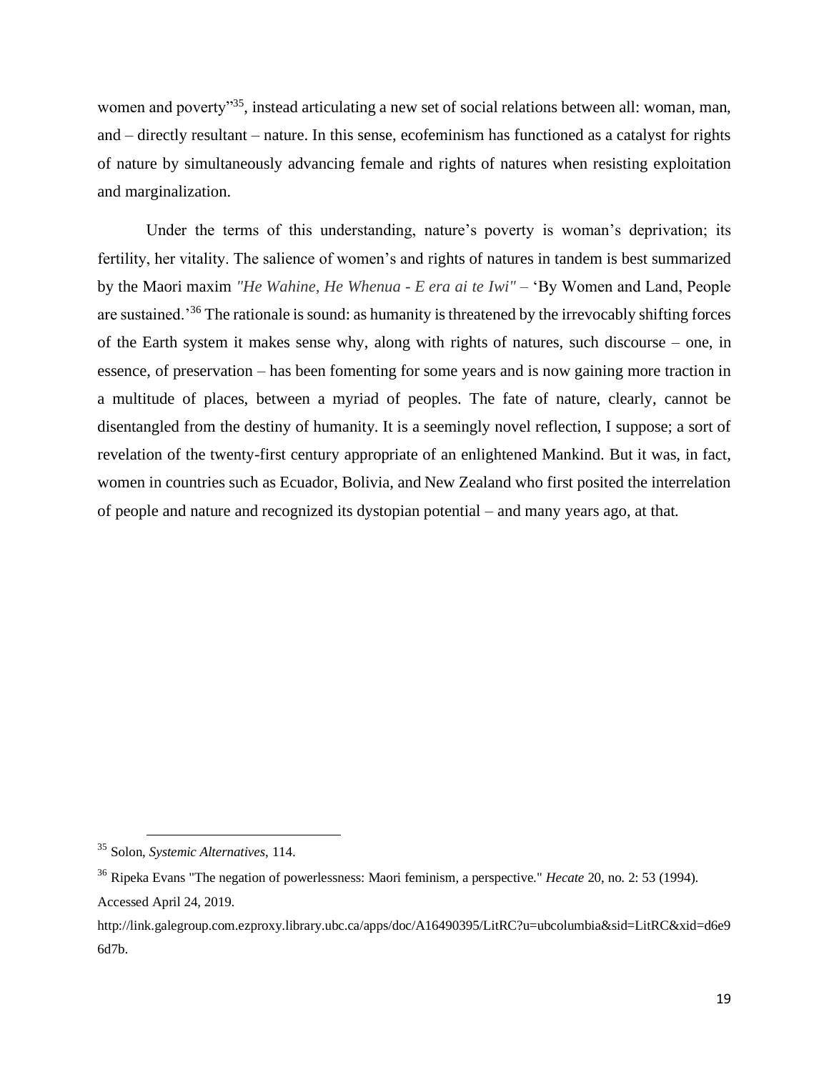women and poverty"[35], instead articulating a new set of social relations between all: woman, man, and – directly resultant – nature. In this sense, ecofeminism has functioned as a catalyst for rights of nature by simultaneously advancing female and rights of natures when resisting exploitation and marginalization.

Under the terms of this understanding, nature's poverty is woman's deprivation; its fertility, her vitality. The salience of women's and rights of natures in tandem is best summarized by the Maori maxim *"He Wahine, He Whenua - E era ai te Iwi"* – 'By Women and Land, People are sustained.'[36] The rationale is sound: as humanity is threatened by the irrevocably shifting forces of the Earth system it makes sense why, along with rights of natures, such discourse – one, in essence, of preservation – has been fomenting for some years and is now gaining more traction in a multitude of places, between a myriad of peoples. The fate of nature, clearly, cannot be disentangled from the destiny of humanity. It is a seemingly novel reflection, I suppose; a sort of revelation of the twenty-first century appropriate of an enlightened Mankind. But it was, in fact, women in countries such as Ecuador, Bolivia, and New Zealand who first posited the interrelation of people and nature and recognized its dystopian potential – and many years ago, at that.

---

[35] Solon, *Systemic Alternatives*, 114.

[36] Ripeka Evans "The negation of powerlessness: Maori feminism, a perspective." *Hecate* 20, no. 2: 53 (1994). Accessed April 24, 2019.

http://link.galegroup.com.ezproxy.library.ubc.ca/apps/doc/A16490395/LitRC?u=ubcolumbia&sid=LitRC&xid=d6e96d7b.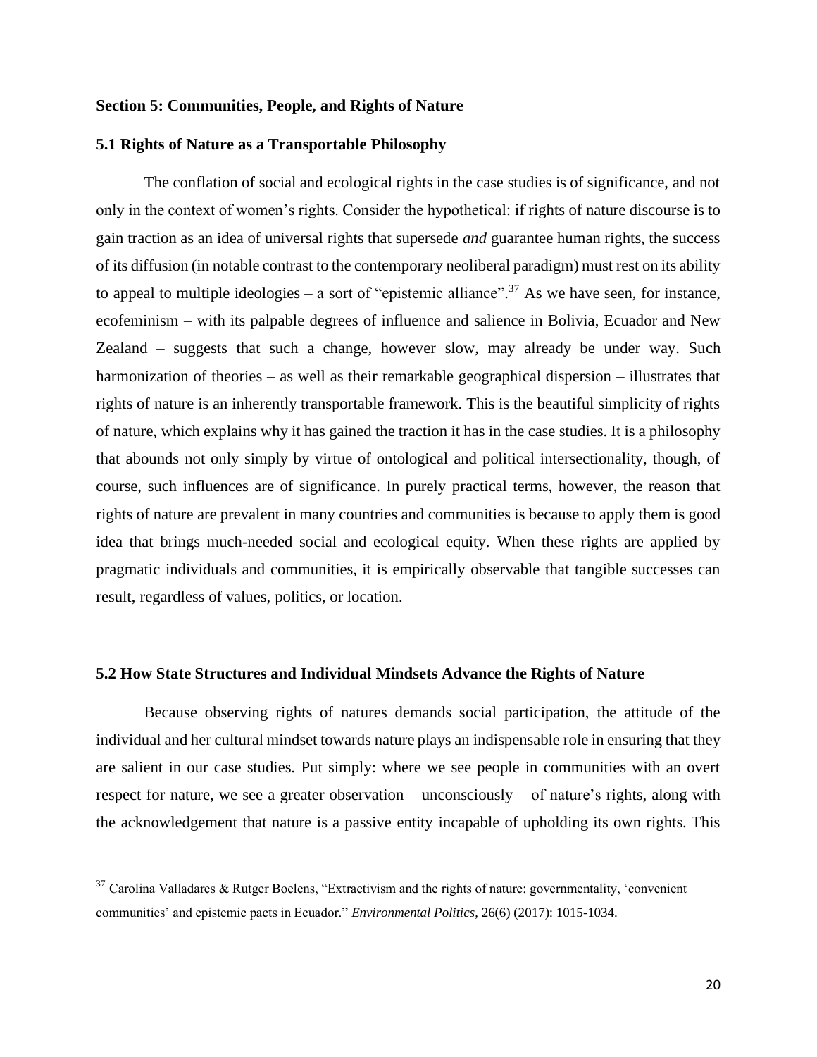### Section 5: Communities, People, and Rights of Nature

### 5.1 Rights of Nature as a Transportable Philosophy

The conflation of social and ecological rights in the case studies is of significance, and not only in the context of women's rights. Consider the hypothetical: if rights of nature discourse is to gain traction as an idea of universal rights that supersede *and* guarantee human rights, the success of its diffusion (in notable contrast to the contemporary neoliberal paradigm) must rest on its ability to appeal to multiple ideologies – a sort of "epistemic alliance".[37] As we have seen, for instance, ecofeminism – with its palpable degrees of influence and salience in Bolivia, Ecuador and New Zealand – suggests that such a change, however slow, may already be under way. Such harmonization of theories – as well as their remarkable geographical dispersion – illustrates that rights of nature is an inherently transportable framework. This is the beautiful simplicity of rights of nature, which explains why it has gained the traction it has in the case studies. It is a philosophy that abounds not only simply by virtue of ontological and political intersectionality, though, of course, such influences are of significance. In purely practical terms, however, the reason that rights of nature are prevalent in many countries and communities is because to apply them is good idea that brings much-needed social and ecological equity. When these rights are applied by pragmatic individuals and communities, it is empirically observable that tangible successes can result, regardless of values, politics, or location.

### 5.2 How State Structures and Individual Mindsets Advance the Rights of Nature

Because observing rights of natures demands social participation, the attitude of the individual and her cultural mindset towards nature plays an indispensable role in ensuring that they are salient in our case studies. Put simply: where we see people in communities with an overt respect for nature, we see a greater observation – unconsciously – of nature's rights, along with the acknowledgement that nature is a passive entity incapable of upholding its own rights. This

[37] Carolina Valladares & Rutger Boelens, "Extractivism and the rights of nature: governmentality, 'convenient communities' and epistemic pacts in Ecuador." *Environmental Politics*, 26(6) (2017): 1015-1034.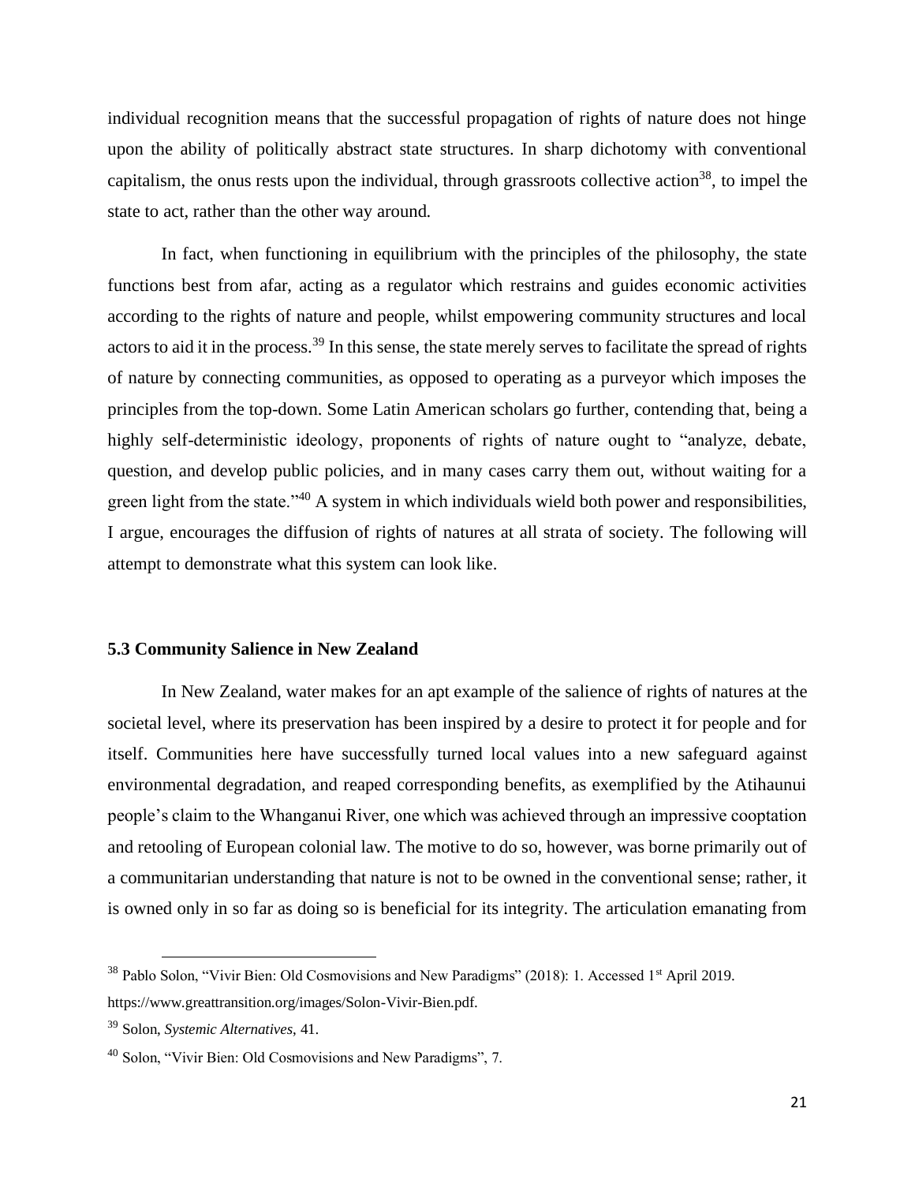individual recognition means that the successful propagation of rights of nature does not hinge upon the ability of politically abstract state structures. In sharp dichotomy with conventional capitalism, the onus rests upon the individual, through grassroots collective action[38], to impel the state to act, rather than the other way around.

In fact, when functioning in equilibrium with the principles of the philosophy, the state functions best from afar, acting as a regulator which restrains and guides economic activities according to the rights of nature and people, whilst empowering community structures and local actors to aid it in the process.[39] In this sense, the state merely serves to facilitate the spread of rights of nature by connecting communities, as opposed to operating as a purveyor which imposes the principles from the top-down. Some Latin American scholars go further, contending that, being a highly self-deterministic ideology, proponents of rights of nature ought to "analyze, debate, question, and develop public policies, and in many cases carry them out, without waiting for a green light from the state."[40] A system in which individuals wield both power and responsibilities, I argue, encourages the diffusion of rights of natures at all strata of society. The following will attempt to demonstrate what this system can look like.

### 5.3 Community Salience in New Zealand

In New Zealand, water makes for an apt example of the salience of rights of natures at the societal level, where its preservation has been inspired by a desire to protect it for people and for itself. Communities here have successfully turned local values into a new safeguard against environmental degradation, and reaped corresponding benefits, as exemplified by the Atihaunui people's claim to the Whanganui River, one which was achieved through an impressive cooptation and retooling of European colonial law. The motive to do so, however, was borne primarily out of a communitarian understanding that nature is not to be owned in the conventional sense; rather, it is owned only in so far as doing so is beneficial for its integrity. The articulation emanating from

---

[38] Pablo Solon, "Vivir Bien: Old Cosmovisions and New Paradigms" (2018): 1. Accessed 1st April 2019. https://www.greattransition.org/images/Solon-Vivir-Bien.pdf.

[39] Solon, *Systemic Alternatives*, 41.

[40] Solon, "Vivir Bien: Old Cosmovisions and New Paradigms", 7.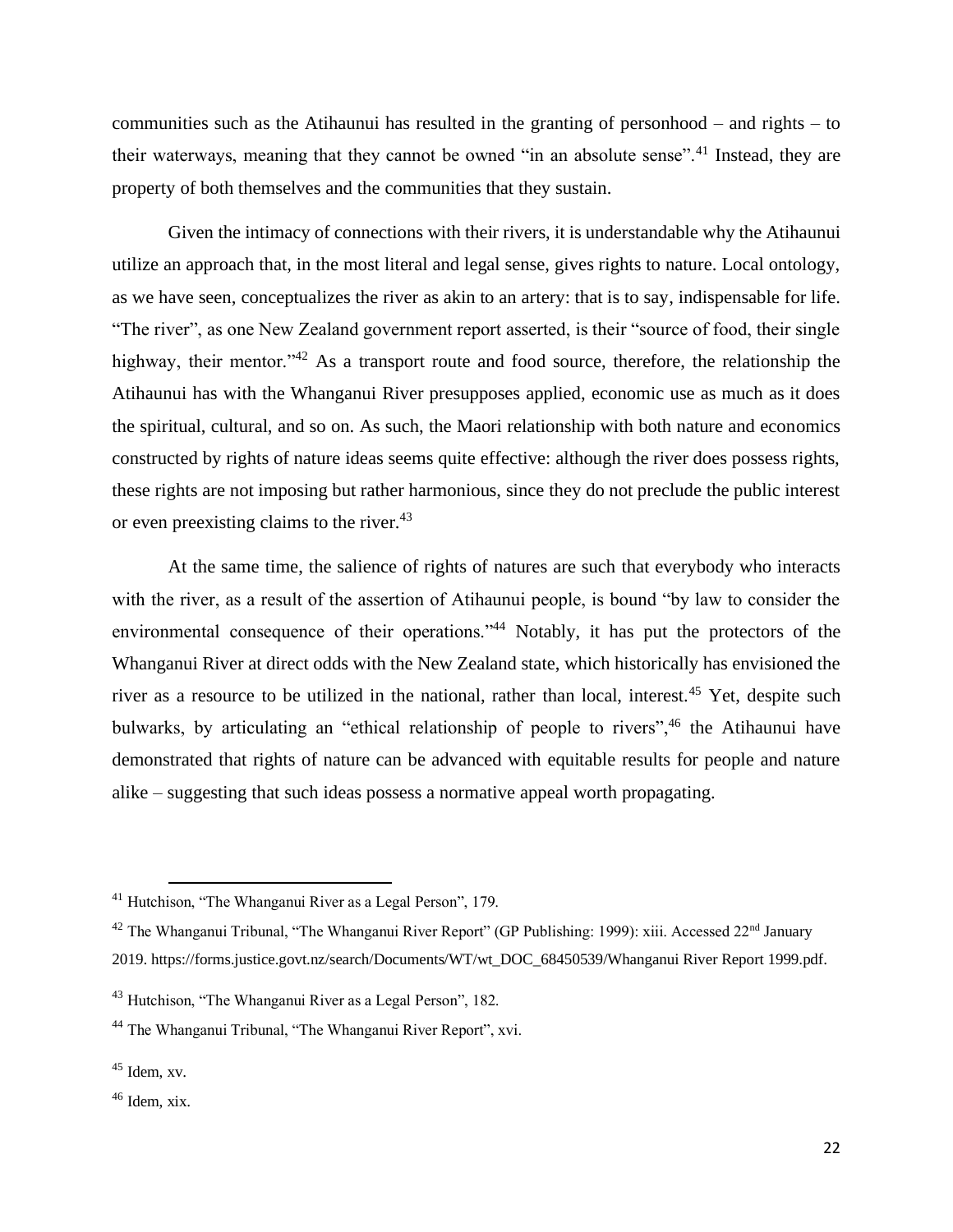communities such as the Atihaunui has resulted in the granting of personhood – and rights – to their waterways, meaning that they cannot be owned "in an absolute sense".[41] Instead, they are property of both themselves and the communities that they sustain.

Given the intimacy of connections with their rivers, it is understandable why the Atihaunui utilize an approach that, in the most literal and legal sense, gives rights to nature. Local ontology, as we have seen, conceptualizes the river as akin to an artery: that is to say, indispensable for life. "The river", as one New Zealand government report asserted, is their "source of food, their single highway, their mentor."[42] As a transport route and food source, therefore, the relationship the Atihaunui has with the Whanganui River presupposes applied, economic use as much as it does the spiritual, cultural, and so on. As such, the Maori relationship with both nature and economics constructed by rights of nature ideas seems quite effective: although the river does possess rights, these rights are not imposing but rather harmonious, since they do not preclude the public interest or even preexisting claims to the river.[43]

At the same time, the salience of rights of natures are such that everybody who interacts with the river, as a result of the assertion of Atihaunui people, is bound "by law to consider the environmental consequence of their operations."[44] Notably, it has put the protectors of the Whanganui River at direct odds with the New Zealand state, which historically has envisioned the river as a resource to be utilized in the national, rather than local, interest.[45] Yet, despite such bulwarks, by articulating an "ethical relationship of people to rivers",[46] the Atihaunui have demonstrated that rights of nature can be advanced with equitable results for people and nature alike – suggesting that such ideas possess a normative appeal worth propagating.

---

[41] Hutchison, "The Whanganui River as a Legal Person", 179.

[42] The Whanganui Tribunal, "The Whanganui River Report" (GP Publishing: 1999): xiii. Accessed 22nd January 2019. https://forms.justice.govt.nz/search/Documents/WT/wt_DOC_68450539/Whanganui River Report 1999.pdf.

[43] Hutchison, "The Whanganui River as a Legal Person", 182.

[44] The Whanganui Tribunal, "The Whanganui River Report", xvi.

[45] Idem, xv.

[46] Idem, xix.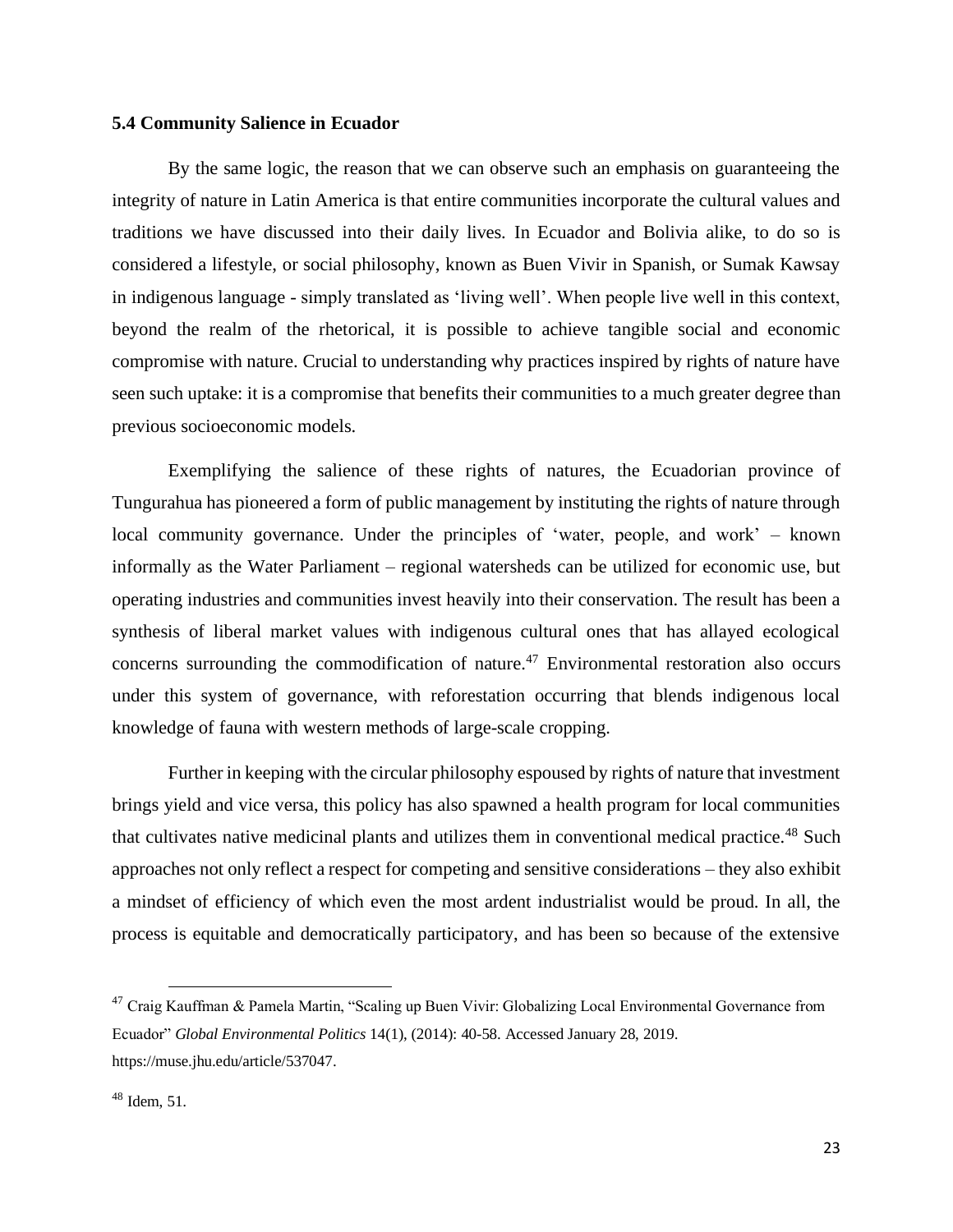### 5.4 Community Salience in Ecuador

By the same logic, the reason that we can observe such an emphasis on guaranteeing the integrity of nature in Latin America is that entire communities incorporate the cultural values and traditions we have discussed into their daily lives. In Ecuador and Bolivia alike, to do so is considered a lifestyle, or social philosophy, known as Buen Vivir in Spanish, or Sumak Kawsay in indigenous language - simply translated as 'living well'. When people live well in this context, beyond the realm of the rhetorical, it is possible to achieve tangible social and economic compromise with nature. Crucial to understanding why practices inspired by rights of nature have seen such uptake: it is a compromise that benefits their communities to a much greater degree than previous socioeconomic models.

Exemplifying the salience of these rights of natures, the Ecuadorian province of Tungurahua has pioneered a form of public management by instituting the rights of nature through local community governance. Under the principles of 'water, people, and work' – known informally as the Water Parliament – regional watersheds can be utilized for economic use, but operating industries and communities invest heavily into their conservation. The result has been a synthesis of liberal market values with indigenous cultural ones that has allayed ecological concerns surrounding the commodification of nature.[47] Environmental restoration also occurs under this system of governance, with reforestation occurring that blends indigenous local knowledge of fauna with western methods of large-scale cropping.

Further in keeping with the circular philosophy espoused by rights of nature that investment brings yield and vice versa, this policy has also spawned a health program for local communities that cultivates native medicinal plants and utilizes them in conventional medical practice.[48] Such approaches not only reflect a respect for competing and sensitive considerations – they also exhibit a mindset of efficiency of which even the most ardent industrialist would be proud. In all, the process is equitable and democratically participatory, and has been so because of the extensive

---

[47] Craig Kauffman & Pamela Martin, "Scaling up Buen Vivir: Globalizing Local Environmental Governance from Ecuador" *Global Environmental Politics* 14(1), (2014): 40-58. Accessed January 28, 2019. https://muse.jhu.edu/article/537047.

[48] Idem, 51.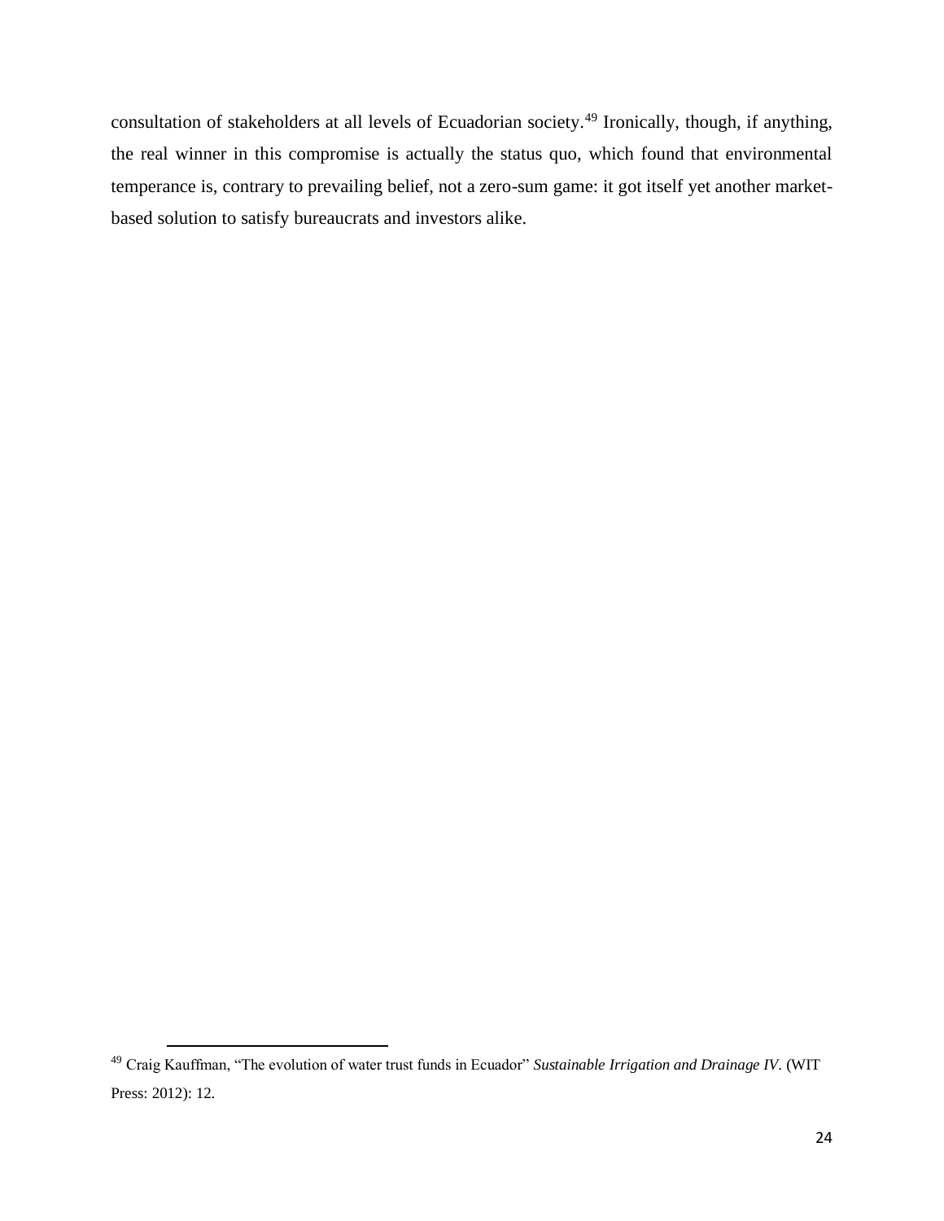consultation of stakeholders at all levels of Ecuadorian society.[49] Ironically, though, if anything, the real winner in this compromise is actually the status quo, which found that environmental temperance is, contrary to prevailing belief, not a zero-sum game: it got itself yet another market-based solution to satisfy bureaucrats and investors alike.

---

[49] Craig Kauffman, "The evolution of water trust funds in Ecuador" *Sustainable Irrigation and Drainage IV*. (WIT Press: 2012): 12.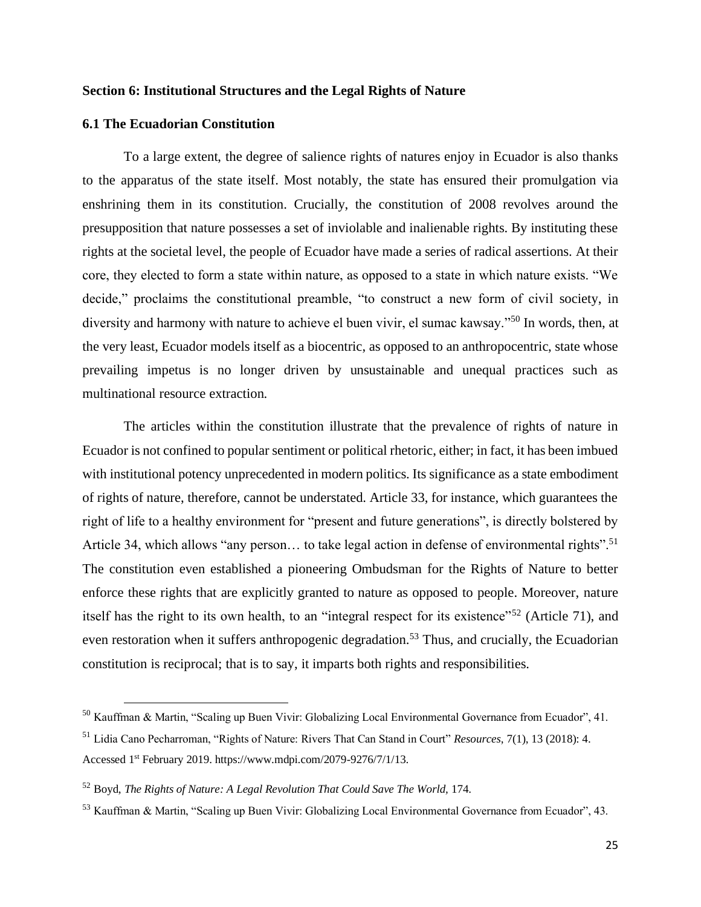## Section 6: Institutional Structures and the Legal Rights of Nature

### 6.1 The Ecuadorian Constitution

To a large extent, the degree of salience rights of natures enjoy in Ecuador is also thanks to the apparatus of the state itself. Most notably, the state has ensured their promulgation via enshrining them in its constitution. Crucially, the constitution of 2008 revolves around the presupposition that nature possesses a set of inviolable and inalienable rights. By instituting these rights at the societal level, the people of Ecuador have made a series of radical assertions. At their core, they elected to form a state within nature, as opposed to a state in which nature exists. "We decide," proclaims the constitutional preamble, "to construct a new form of civil society, in diversity and harmony with nature to achieve el buen vivir, el sumac kawsay."[50] In words, then, at the very least, Ecuador models itself as a biocentric, as opposed to an anthropocentric, state whose prevailing impetus is no longer driven by unsustainable and unequal practices such as multinational resource extraction.

The articles within the constitution illustrate that the prevalence of rights of nature in Ecuador is not confined to popular sentiment or political rhetoric, either; in fact, it has been imbued with institutional potency unprecedented in modern politics. Its significance as a state embodiment of rights of nature, therefore, cannot be understated. Article 33, for instance, which guarantees the right of life to a healthy environment for "present and future generations", is directly bolstered by Article 34, which allows "any person… to take legal action in defense of environmental rights".[51] The constitution even established a pioneering Ombudsman for the Rights of Nature to better enforce these rights that are explicitly granted to nature as opposed to people. Moreover, nature itself has the right to its own health, to an "integral respect for its existence"[52] (Article 71), and even restoration when it suffers anthropogenic degradation.[53] Thus, and crucially, the Ecuadorian constitution is reciprocal; that is to say, it imparts both rights and responsibilities.

---

[50] Kauffman & Martin, "Scaling up Buen Vivir: Globalizing Local Environmental Governance from Ecuador", 41.

[51] Lidia Cano Pecharroman, "Rights of Nature: Rivers That Can Stand in Court" *Resources,* 7(1), 13 (2018): 4. Accessed 1st February 2019. https://www.mdpi.com/2079-9276/7/1/13.

[52] Boyd, *The Rights of Nature: A Legal Revolution That Could Save The World,* 174.

[53] Kauffman & Martin, "Scaling up Buen Vivir: Globalizing Local Environmental Governance from Ecuador", 43.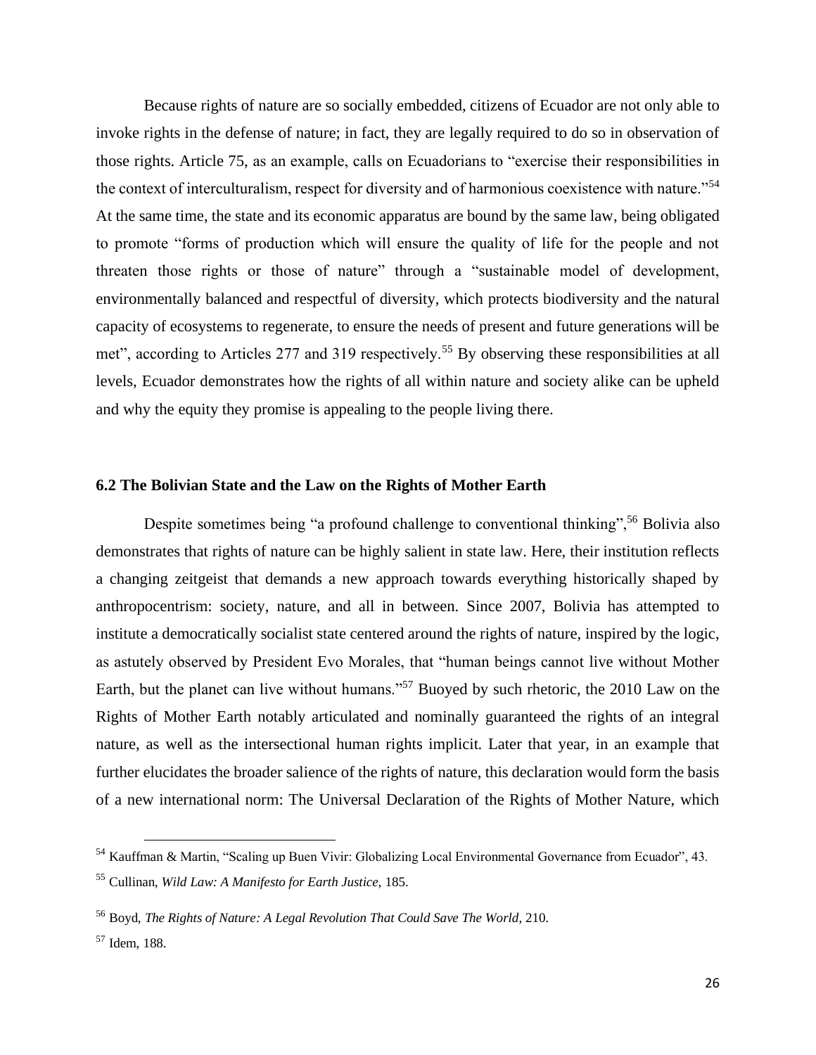Because rights of nature are so socially embedded, citizens of Ecuador are not only able to invoke rights in the defense of nature; in fact, they are legally required to do so in observation of those rights. Article 75, as an example, calls on Ecuadorians to "exercise their responsibilities in the context of interculturalism, respect for diversity and of harmonious coexistence with nature."[54] At the same time, the state and its economic apparatus are bound by the same law, being obligated to promote "forms of production which will ensure the quality of life for the people and not threaten those rights or those of nature" through a "sustainable model of development, environmentally balanced and respectful of diversity, which protects biodiversity and the natural capacity of ecosystems to regenerate, to ensure the needs of present and future generations will be met", according to Articles 277 and 319 respectively.[55] By observing these responsibilities at all levels, Ecuador demonstrates how the rights of all within nature and society alike can be upheld and why the equity they promise is appealing to the people living there.

### 6.2 The Bolivian State and the Law on the Rights of Mother Earth

Despite sometimes being "a profound challenge to conventional thinking",[56] Bolivia also demonstrates that rights of nature can be highly salient in state law. Here, their institution reflects a changing zeitgeist that demands a new approach towards everything historically shaped by anthropocentrism: society, nature, and all in between. Since 2007, Bolivia has attempted to institute a democratically socialist state centered around the rights of nature, inspired by the logic, as astutely observed by President Evo Morales, that "human beings cannot live without Mother Earth, but the planet can live without humans."[57] Buoyed by such rhetoric, the 2010 Law on the Rights of Mother Earth notably articulated and nominally guaranteed the rights of an integral nature, as well as the intersectional human rights implicit. Later that year, in an example that further elucidates the broader salience of the rights of nature, this declaration would form the basis of a new international norm: The Universal Declaration of the Rights of Mother Nature, which

[54] Kauffman & Martin, "Scaling up Buen Vivir: Globalizing Local Environmental Governance from Ecuador", 43.

[55] Cullinan, *Wild Law: A Manifesto for Earth Justice*, 185.

[56] Boyd, *The Rights of Nature: A Legal Revolution That Could Save The World*, 210.

[57] Idem, 188.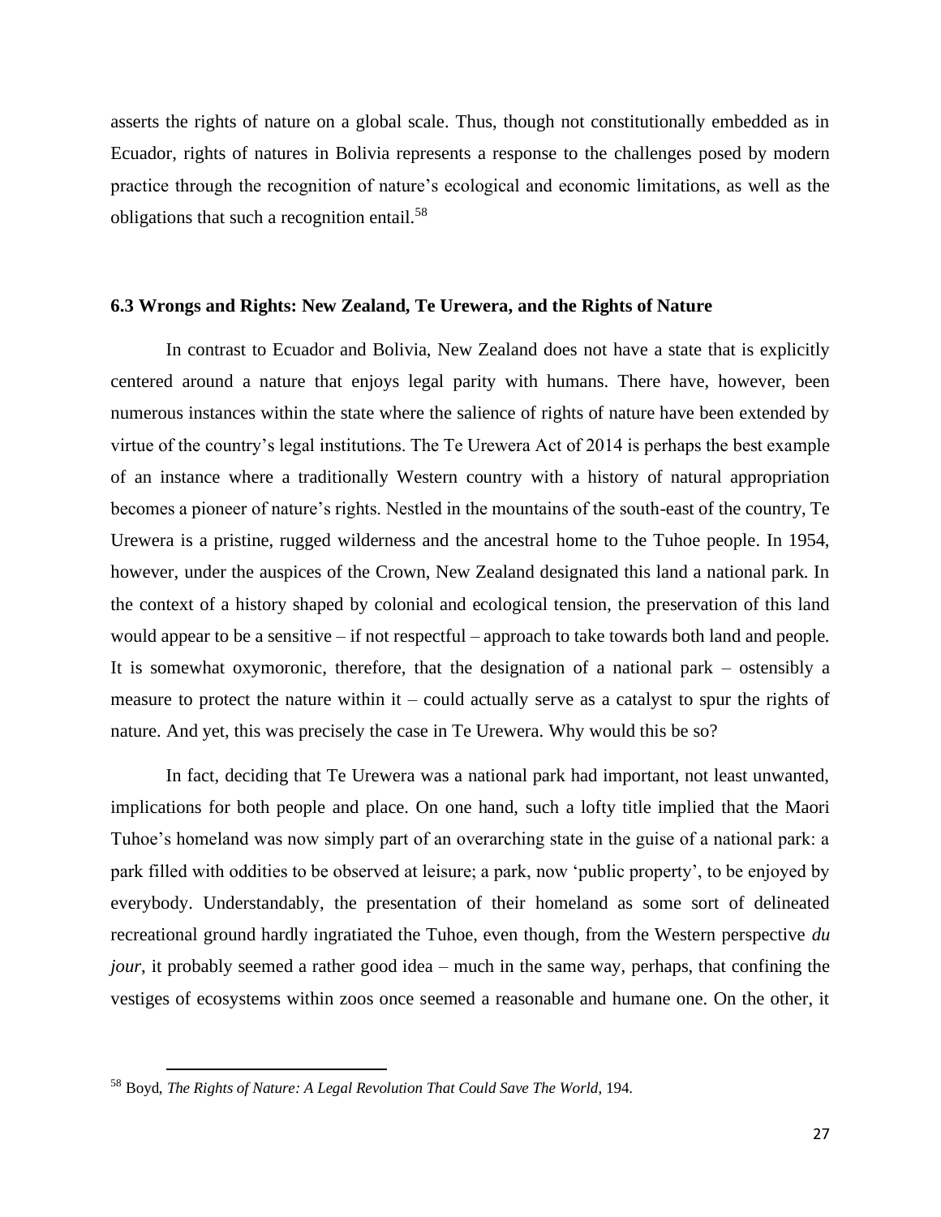asserts the rights of nature on a global scale. Thus, though not constitutionally embedded as in Ecuador, rights of natures in Bolivia represents a response to the challenges posed by modern practice through the recognition of nature's ecological and economic limitations, as well as the obligations that such a recognition entail.[58]

### 6.3 Wrongs and Rights: New Zealand, Te Urewera, and the Rights of Nature

In contrast to Ecuador and Bolivia, New Zealand does not have a state that is explicitly centered around a nature that enjoys legal parity with humans. There have, however, been numerous instances within the state where the salience of rights of nature have been extended by virtue of the country's legal institutions. The Te Urewera Act of 2014 is perhaps the best example of an instance where a traditionally Western country with a history of natural appropriation becomes a pioneer of nature's rights. Nestled in the mountains of the south-east of the country, Te Urewera is a pristine, rugged wilderness and the ancestral home to the Tuhoe people. In 1954, however, under the auspices of the Crown, New Zealand designated this land a national park. In the context of a history shaped by colonial and ecological tension, the preservation of this land would appear to be a sensitive – if not respectful – approach to take towards both land and people. It is somewhat oxymoronic, therefore, that the designation of a national park – ostensibly a measure to protect the nature within it – could actually serve as a catalyst to spur the rights of nature. And yet, this was precisely the case in Te Urewera. Why would this be so?

In fact, deciding that Te Urewera was a national park had important, not least unwanted, implications for both people and place. On one hand, such a lofty title implied that the Maori Tuhoe's homeland was now simply part of an overarching state in the guise of a national park: a park filled with oddities to be observed at leisure; a park, now 'public property', to be enjoyed by everybody. Understandably, the presentation of their homeland as some sort of delineated recreational ground hardly ingratiated the Tuhoe, even though, from the Western perspective *du jour*, it probably seemed a rather good idea – much in the same way, perhaps, that confining the vestiges of ecosystems within zoos once seemed a reasonable and humane one. On the other, it

[58] Boyd, *The Rights of Nature: A Legal Revolution That Could Save The World*, 194.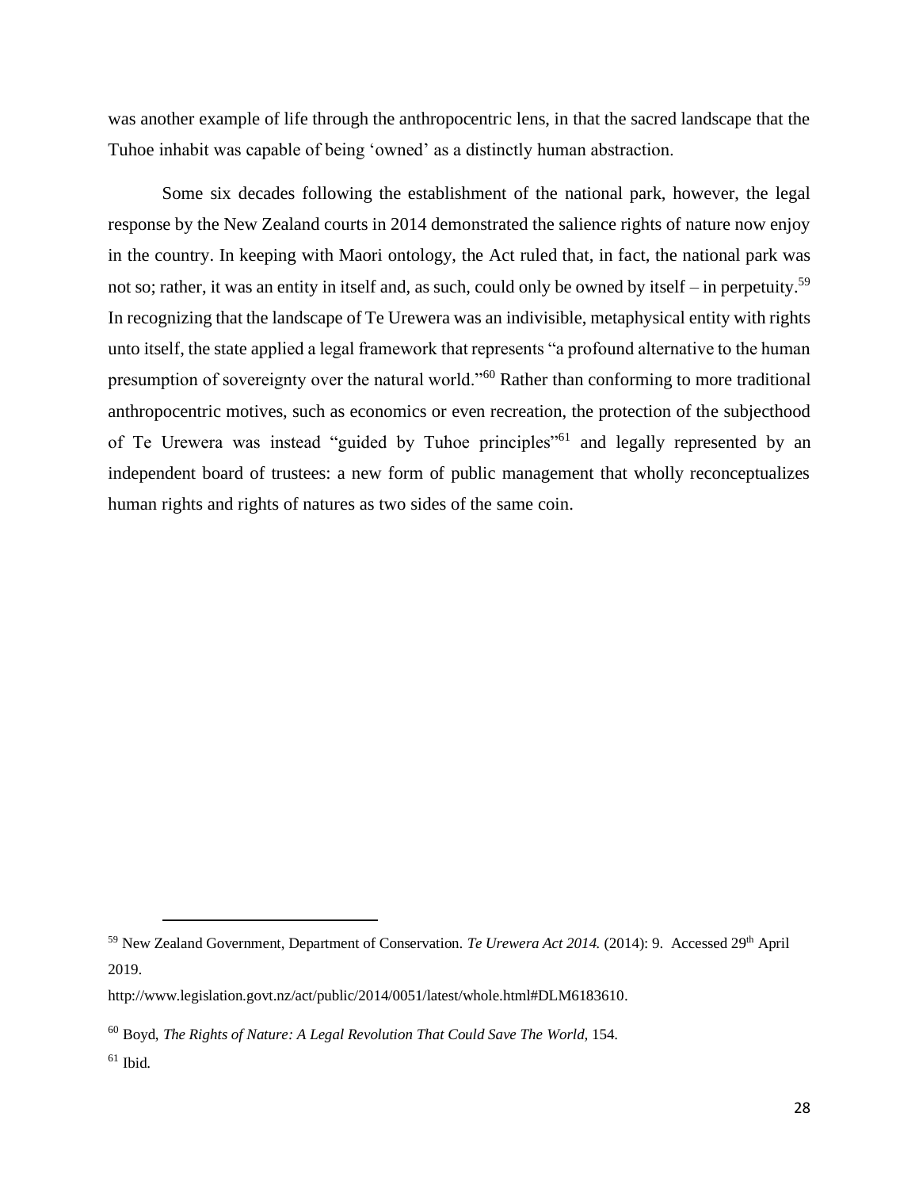was another example of life through the anthropocentric lens, in that the sacred landscape that the Tuhoe inhabit was capable of being 'owned' as a distinctly human abstraction.

Some six decades following the establishment of the national park, however, the legal response by the New Zealand courts in 2014 demonstrated the salience rights of nature now enjoy in the country. In keeping with Maori ontology, the Act ruled that, in fact, the national park was not so; rather, it was an entity in itself and, as such, could only be owned by itself – in perpetuity.[59] In recognizing that the landscape of Te Urewera was an indivisible, metaphysical entity with rights unto itself, the state applied a legal framework that represents "a profound alternative to the human presumption of sovereignty over the natural world."[60] Rather than conforming to more traditional anthropocentric motives, such as economics or even recreation, the protection of the subjecthood of Te Urewera was instead "guided by Tuhoe principles"[61] and legally represented by an independent board of trustees: a new form of public management that wholly reconceptualizes human rights and rights of natures as two sides of the same coin.

---

[59] New Zealand Government, Department of Conservation. *Te Urewera Act 2014.* (2014): 9. Accessed 29th April 2019.

http://www.legislation.govt.nz/act/public/2014/0051/latest/whole.html#DLM6183610.

[60] Boyd, *The Rights of Nature: A Legal Revolution That Could Save The World,* 154.

[61] Ibid.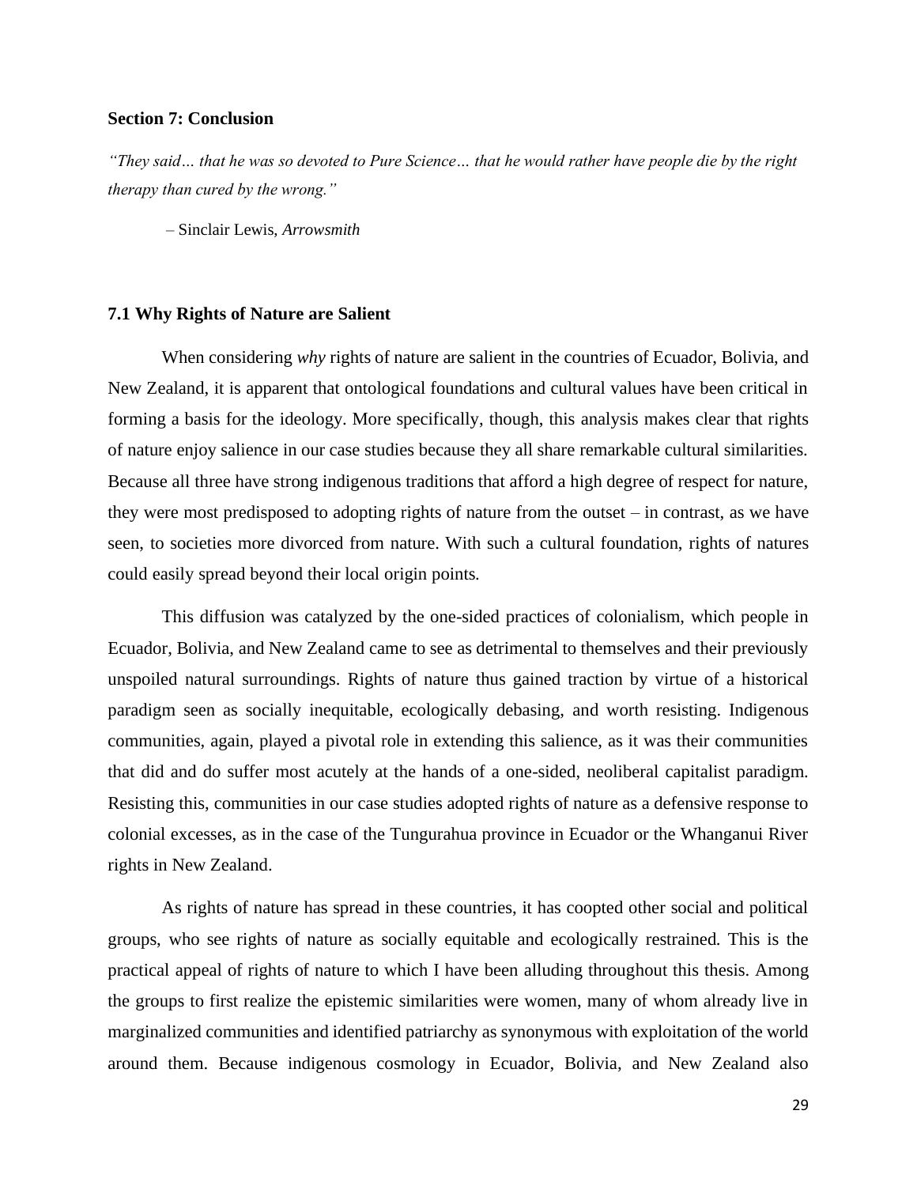## Section 7: Conclusion

*"They said… that he was so devoted to Pure Science… that he would rather have people die by the right therapy than cured by the wrong."*

– Sinclair Lewis, *Arrowsmith*

### 7.1 Why Rights of Nature are Salient

When considering *why* rights of nature are salient in the countries of Ecuador, Bolivia, and New Zealand, it is apparent that ontological foundations and cultural values have been critical in forming a basis for the ideology. More specifically, though, this analysis makes clear that rights of nature enjoy salience in our case studies because they all share remarkable cultural similarities. Because all three have strong indigenous traditions that afford a high degree of respect for nature, they were most predisposed to adopting rights of nature from the outset – in contrast, as we have seen, to societies more divorced from nature. With such a cultural foundation, rights of natures could easily spread beyond their local origin points.

This diffusion was catalyzed by the one-sided practices of colonialism, which people in Ecuador, Bolivia, and New Zealand came to see as detrimental to themselves and their previously unspoiled natural surroundings. Rights of nature thus gained traction by virtue of a historical paradigm seen as socially inequitable, ecologically debasing, and worth resisting. Indigenous communities, again, played a pivotal role in extending this salience, as it was their communities that did and do suffer most acutely at the hands of a one-sided, neoliberal capitalist paradigm. Resisting this, communities in our case studies adopted rights of nature as a defensive response to colonial excesses, as in the case of the Tungurahua province in Ecuador or the Whanganui River rights in New Zealand.

As rights of nature has spread in these countries, it has coopted other social and political groups, who see rights of nature as socially equitable and ecologically restrained. This is the practical appeal of rights of nature to which I have been alluding throughout this thesis. Among the groups to first realize the epistemic similarities were women, many of whom already live in marginalized communities and identified patriarchy as synonymous with exploitation of the world around them. Because indigenous cosmology in Ecuador, Bolivia, and New Zealand also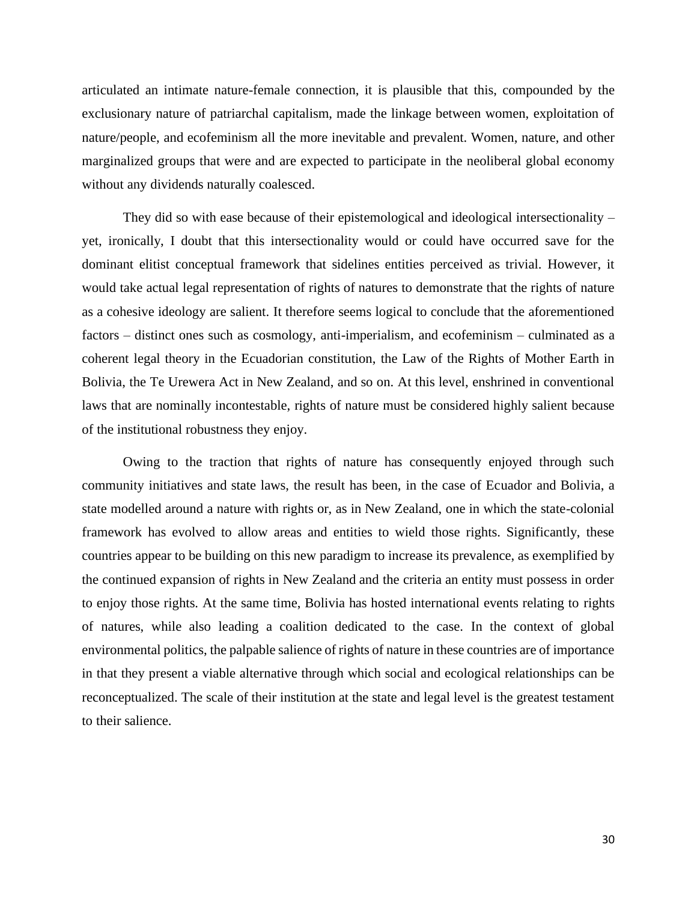articulated an intimate nature-female connection, it is plausible that this, compounded by the exclusionary nature of patriarchal capitalism, made the linkage between women, exploitation of nature/people, and ecofeminism all the more inevitable and prevalent. Women, nature, and other marginalized groups that were and are expected to participate in the neoliberal global economy without any dividends naturally coalesced.

They did so with ease because of their epistemological and ideological intersectionality – yet, ironically, I doubt that this intersectionality would or could have occurred save for the dominant elitist conceptual framework that sidelines entities perceived as trivial. However, it would take actual legal representation of rights of natures to demonstrate that the rights of nature as a cohesive ideology are salient. It therefore seems logical to conclude that the aforementioned factors – distinct ones such as cosmology, anti-imperialism, and ecofeminism – culminated as a coherent legal theory in the Ecuadorian constitution, the Law of the Rights of Mother Earth in Bolivia, the Te Urewera Act in New Zealand, and so on. At this level, enshrined in conventional laws that are nominally incontestable, rights of nature must be considered highly salient because of the institutional robustness they enjoy.

Owing to the traction that rights of nature has consequently enjoyed through such community initiatives and state laws, the result has been, in the case of Ecuador and Bolivia, a state modelled around a nature with rights or, as in New Zealand, one in which the state-colonial framework has evolved to allow areas and entities to wield those rights. Significantly, these countries appear to be building on this new paradigm to increase its prevalence, as exemplified by the continued expansion of rights in New Zealand and the criteria an entity must possess in order to enjoy those rights. At the same time, Bolivia has hosted international events relating to rights of natures, while also leading a coalition dedicated to the case. In the context of global environmental politics, the palpable salience of rights of nature in these countries are of importance in that they present a viable alternative through which social and ecological relationships can be reconceptualized. The scale of their institution at the state and legal level is the greatest testament to their salience.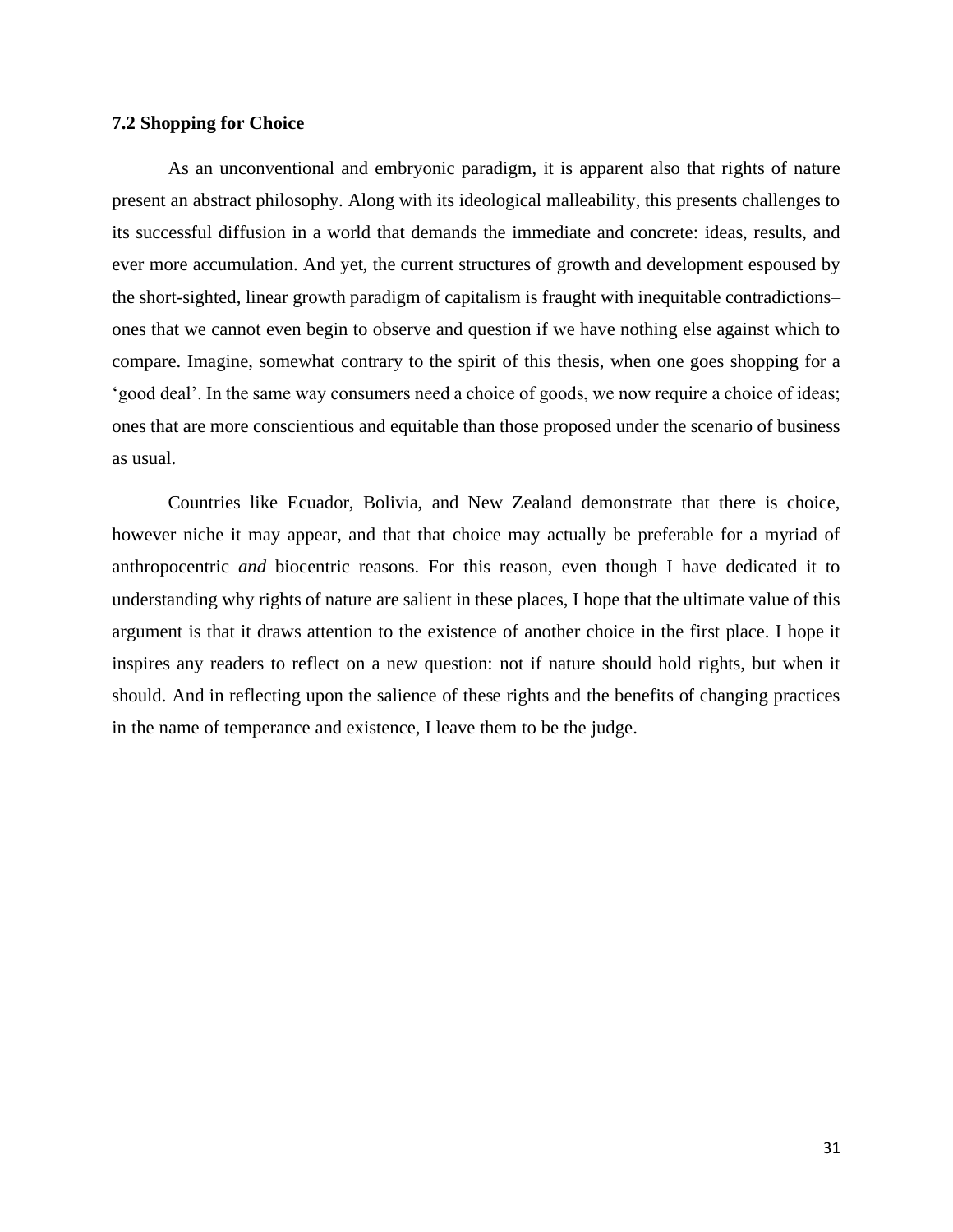### 7.2 Shopping for Choice

As an unconventional and embryonic paradigm, it is apparent also that rights of nature present an abstract philosophy. Along with its ideological malleability, this presents challenges to its successful diffusion in a world that demands the immediate and concrete: ideas, results, and ever more accumulation. And yet, the current structures of growth and development espoused by the short-sighted, linear growth paradigm of capitalism is fraught with inequitable contradictions– ones that we cannot even begin to observe and question if we have nothing else against which to compare. Imagine, somewhat contrary to the spirit of this thesis, when one goes shopping for a 'good deal'. In the same way consumers need a choice of goods, we now require a choice of ideas; ones that are more conscientious and equitable than those proposed under the scenario of business as usual.

Countries like Ecuador, Bolivia, and New Zealand demonstrate that there is choice, however niche it may appear, and that that choice may actually be preferable for a myriad of anthropocentric *and* biocentric reasons. For this reason, even though I have dedicated it to understanding why rights of nature are salient in these places, I hope that the ultimate value of this argument is that it draws attention to the existence of another choice in the first place. I hope it inspires any readers to reflect on a new question: not if nature should hold rights, but when it should. And in reflecting upon the salience of these rights and the benefits of changing practices in the name of temperance and existence, I leave them to be the judge.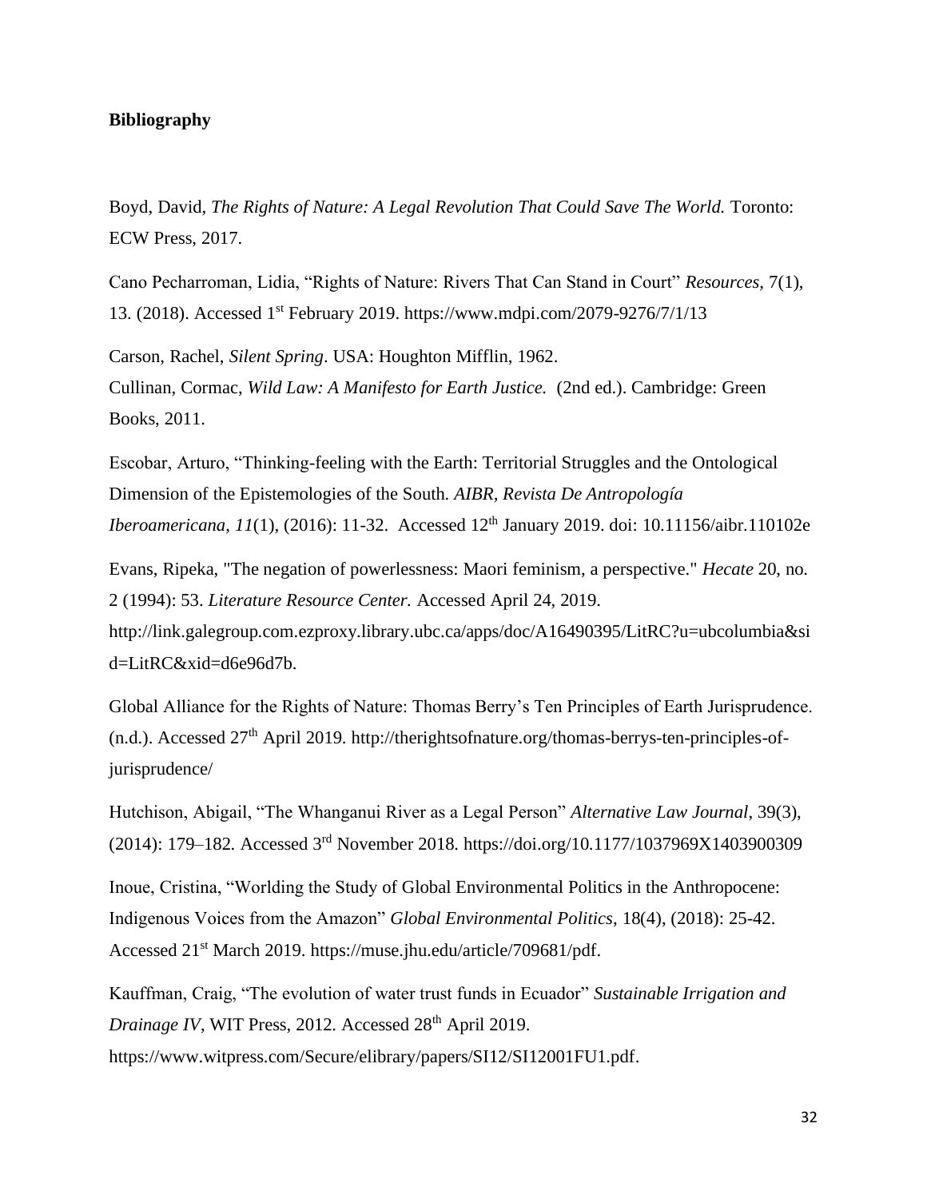**Bibliography**

Boyd, David, *The Rights of Nature: A Legal Revolution That Could Save The World.* Toronto: ECW Press, 2017.

Cano Pecharroman, Lidia, "Rights of Nature: Rivers That Can Stand in Court" *Resources*, 7(1), 13. (2018). Accessed 1st February 2019. https://www.mdpi.com/2079-9276/7/1/13

Carson, Rachel, *Silent Spring*. USA: Houghton Mifflin, 1962.

Cullinan, Cormac, *Wild Law: A Manifesto for Earth Justice.* (2nd ed.). Cambridge: Green Books, 2011.

Escobar, Arturo, "Thinking-feeling with the Earth: Territorial Struggles and the Ontological Dimension of the Epistemologies of the South. *AIBR, Revista De Antropología Iberoamericana*, *11*(1), (2016): 11-32. Accessed 12th January 2019. doi: 10.11156/aibr.110102e

Evans, Ripeka, "The negation of powerlessness: Maori feminism, a perspective." *Hecate* 20, no. 2 (1994): 53. *Literature Resource Center.* Accessed April 24, 2019. http://link.galegroup.com.ezproxy.library.ubc.ca/apps/doc/A16490395/LitRC?u=ubcolumbia&sid=LitRC&xid=d6e96d7b.

Global Alliance for the Rights of Nature: Thomas Berry's Ten Principles of Earth Jurisprudence. (n.d.). Accessed 27th April 2019. http://therightsofnature.org/thomas-berrys-ten-principles-of-jurisprudence/

Hutchison, Abigail, "The Whanganui River as a Legal Person" *Alternative Law Journal*, 39(3), (2014): 179–182. Accessed 3rd November 2018. https://doi.org/10.1177/1037969X1403900309

Inoue, Cristina, "Worlding the Study of Global Environmental Politics in the Anthropocene: Indigenous Voices from the Amazon" *Global Environmental Politics*, 18(4), (2018): 25-42. Accessed 21st March 2019. https://muse.jhu.edu/article/709681/pdf.

Kauffman, Craig, "The evolution of water trust funds in Ecuador" *Sustainable Irrigation and Drainage IV*, WIT Press, 2012. Accessed 28th April 2019. https://www.witpress.com/Secure/elibrary/papers/SI12/SI12001FU1.pdf.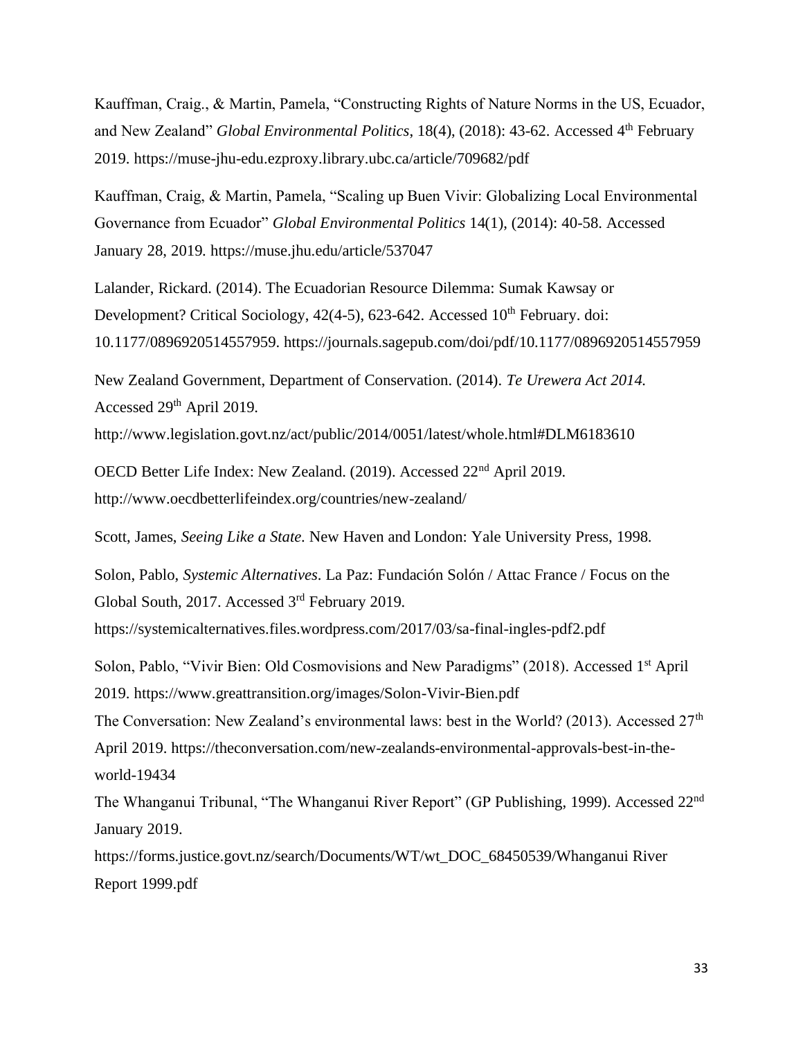Kauffman, Craig., & Martin, Pamela, "Constructing Rights of Nature Norms in the US, Ecuador, and New Zealand" *Global Environmental Politics*, 18(4), (2018): 43-62. Accessed 4th February 2019. https://muse-jhu-edu.ezproxy.library.ubc.ca/article/709682/pdf

Kauffman, Craig, & Martin, Pamela, "Scaling up Buen Vivir: Globalizing Local Environmental Governance from Ecuador" *Global Environmental Politics* 14(1), (2014): 40-58. Accessed January 28, 2019. https://muse.jhu.edu/article/537047

Lalander, Rickard. (2014). The Ecuadorian Resource Dilemma: Sumak Kawsay or Development? Critical Sociology, 42(4-5), 623-642. Accessed 10th February. doi: 10.1177/0896920514557959. https://journals.sagepub.com/doi/pdf/10.1177/0896920514557959

New Zealand Government, Department of Conservation. (2014). *Te Urewera Act 2014.* Accessed 29th April 2019. http://www.legislation.govt.nz/act/public/2014/0051/latest/whole.html#DLM6183610

OECD Better Life Index: New Zealand. (2019). Accessed 22nd April 2019. http://www.oecdbetterlifeindex.org/countries/new-zealand/

Scott, James, *Seeing Like a State*. New Haven and London: Yale University Press, 1998.

Solon, Pablo, *Systemic Alternatives*. La Paz: Fundación Solón / Attac France / Focus on the Global South, 2017. Accessed 3rd February 2019. https://systemicalternatives.files.wordpress.com/2017/03/sa-final-ingles-pdf2.pdf

Solon, Pablo, "Vivir Bien: Old Cosmovisions and New Paradigms" (2018). Accessed 1st April 2019. https://www.greattransition.org/images/Solon-Vivir-Bien.pdf

The Conversation: New Zealand's environmental laws: best in the World? (2013). Accessed 27th April 2019. https://theconversation.com/new-zealands-environmental-approvals-best-in-the-world-19434

The Whanganui Tribunal, "The Whanganui River Report" (GP Publishing, 1999). Accessed 22nd January 2019. https://forms.justice.govt.nz/search/Documents/WT/wt_DOC_68450539/Whanganui River Report 1999.pdf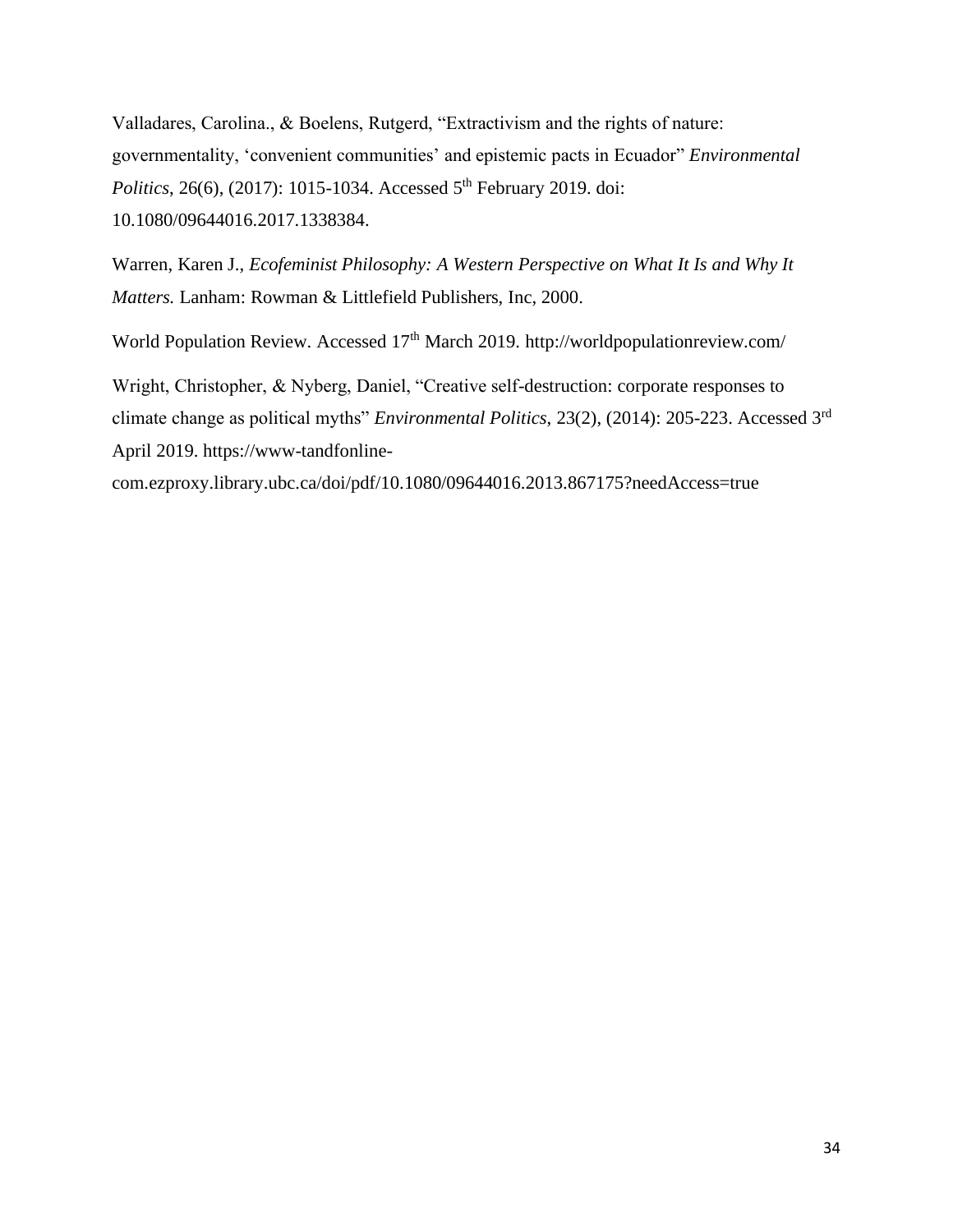Valladares, Carolina., & Boelens, Rutgerd, "Extractivism and the rights of nature: governmentality, 'convenient communities' and epistemic pacts in Ecuador" *Environmental Politics*, 26(6), (2017): 1015-1034. Accessed 5th February 2019. doi: 10.1080/09644016.2017.1338384.

Warren, Karen J., *Ecofeminist Philosophy: A Western Perspective on What It Is and Why It Matters.* Lanham: Rowman & Littlefield Publishers, Inc, 2000.

World Population Review. Accessed 17th March 2019. http://worldpopulationreview.com/

Wright, Christopher, & Nyberg, Daniel, "Creative self-destruction: corporate responses to climate change as political myths" *Environmental Politics*, 23(2), (2014): 205-223. Accessed 3rd April 2019. https://www-tandfonline-com.ezproxy.library.ubc.ca/doi/pdf/10.1080/09644016.2013.867175?needAccess=true